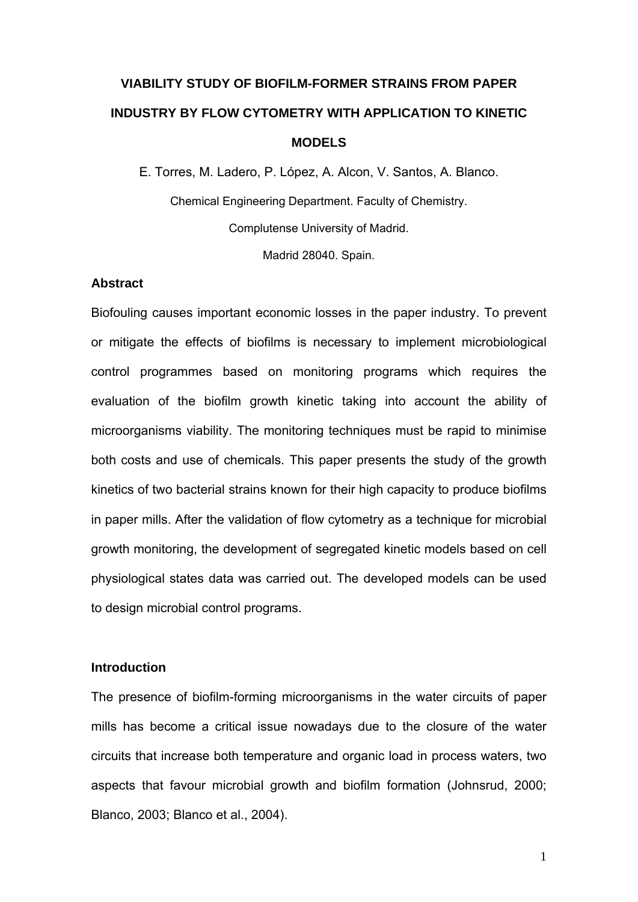# VIABILITY STUDY OF BIOFILM-FORMER STRAINS FROM PAPER INDUSTRY BY FLOW CYTOMETRY WITH APPLICATION TO KINETIC MODELS

E. Torres, M. Ladero, P. López, A. Alcon, V. Santos, A. Blanco.

Chemical Engineering Department. Faculty of Chemistry.

Complutense University of Madrid.

Madrid 28040. Spain.

## Abstract

Biofouling causes important economic losses in the paper industry. To prevent or mitigate the effects of biofilms is necessary to implement microbiological control programmes based on monitoring programs which requires the evaluation of the biofilm growth kinetic taking into account the ability of microorganisms viability. The monitoring techniques must be rapid to minimise both costs and use of chemicals. This paper presents the study of the growth kinetics of two bacterial strains known for their high capacity to produce biofilms in paper mills. After the validation of flow cytometry as a technique for microbial growth monitoring, the development of segregated kinetic models based on cell physiological states data was carried out. The developed models can be used to design microbial control programs.

## Introduction

The presence of biofilm-forming microorganisms in the water circuits of paper mills has become a critical issue nowadays due to the closure of the water circuits that increase both temperature and organic load in process waters, two aspects that favour microbial growth and biofilm formation (Johnsrud, 2000; Blanco, 2003; Blanco et al., 2004).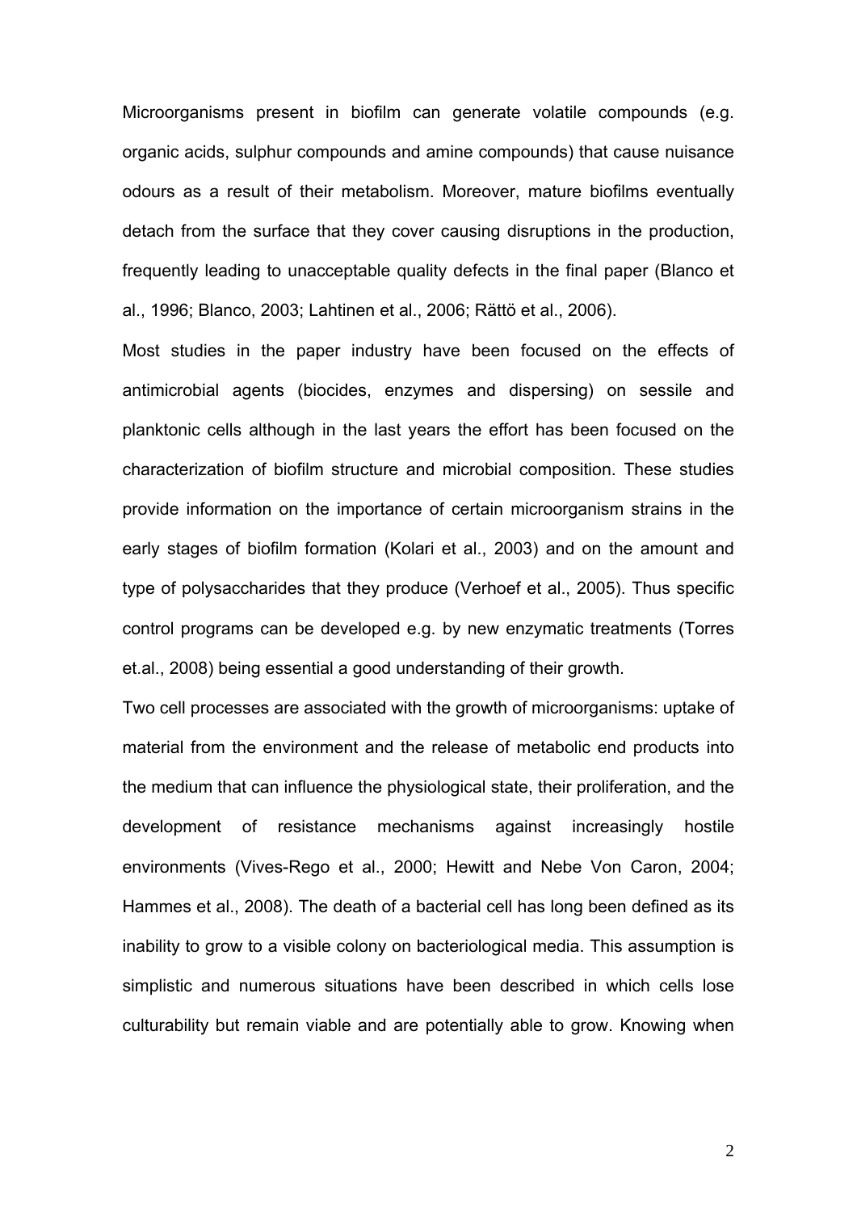Microorganisms present in biofilm can generate volatile compounds (e.g. organic acids, sulphur compounds and amine compounds) that cause nuisance odours as a result of their metabolism. Moreover, mature biofilms eventually detach from the surface that they cover causing disruptions in the production, frequently leading to unacceptable quality defects in the final paper (Blanco et al., 1996; Blanco, 2003; Lahtinen et al., 2006; Rättö et al., 2006).

Most studies in the paper industry have been focused on the effects of antimicrobial agents (biocides, enzymes and dispersing) on sessile and planktonic cells although in the last years the effort has been focused on the characterization of biofilm structure and microbial composition. These studies provide information on the importance of certain microorganism strains in the early stages of biofilm formation (Kolari et al., 2003) and on the amount and type of polysaccharides that they produce (Verhoef et al., 2005). Thus specific control programs can be developed e.g. by new enzymatic treatments (Torres et.al., 2008) being essential a good understanding of their growth.

Two cell processes are associated with the growth of microorganisms: uptake of material from the environment and the release of metabolic end products into the medium that can influence the physiological state, their proliferation, and the development of resistance mechanisms against increasingly hostile environments (Vives-Rego et al., 2000; Hewitt and Nebe Von Caron, 2004; Hammes et al., 2008). The death of a bacterial cell has long been defined as its inability to grow to a visible colony on bacteriological media. This assumption is simplistic and numerous situations have been described in which cells lose culturability but remain viable and are potentially able to grow. Knowing when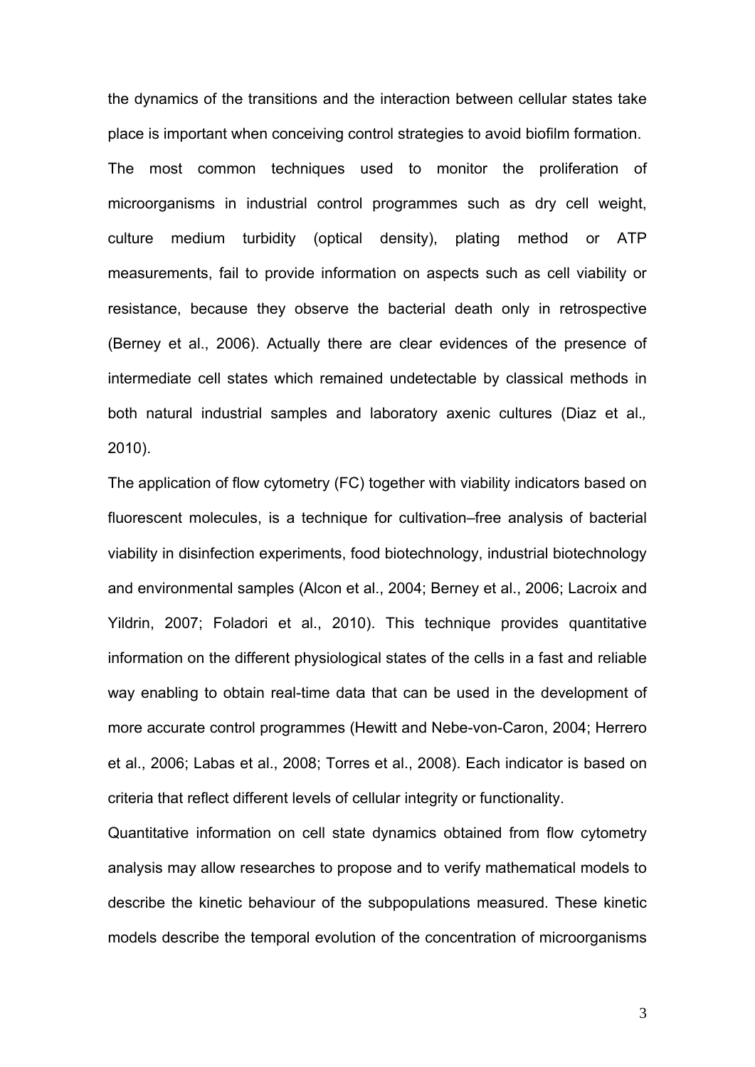the dynamics of the transitions and the interaction between cellular states take place is important when conceiving control strategies to avoid biofilm formation.

The most common techniques used to monitor the proliferation of microorganisms in industrial control programmes such as dry cell weight, culture medium turbidity (optical density), plating method or ATP measurements, fail to provide information on aspects such as cell viability or resistance, because they observe the bacterial death only in retrospective (Berney et al., 2006). Actually there are clear evidences of the presence of intermediate cell states which remained undetectable by classical methods in both natural industrial samples and laboratory axenic cultures (Diaz et al*.,* 2010).

The application of flow cytometry (FC) together with viability indicators based on fluorescent molecules, is a technique for cultivation–free analysis of bacterial viability in disinfection experiments, food biotechnology, industrial biotechnology and environmental samples (Alcon et al., 2004; Berney et al., 2006; Lacroix and Yildrin, 2007; Foladori et al., 2010). This technique provides quantitative information on the different physiological states of the cells in a fast and reliable way enabling to obtain real-time data that can be used in the development of more accurate control programmes (Hewitt and Nebe-von-Caron, 2004; Herrero et al., 2006; Labas et al., 2008; Torres et al., 2008). Each indicator is based on criteria that reflect different levels of cellular integrity or functionality.

Quantitative information on cell state dynamics obtained from flow cytometry analysis may allow researches to propose and to verify mathematical models to describe the kinetic behaviour of the subpopulations measured. These kinetic models describe the temporal evolution of the concentration of microorganisms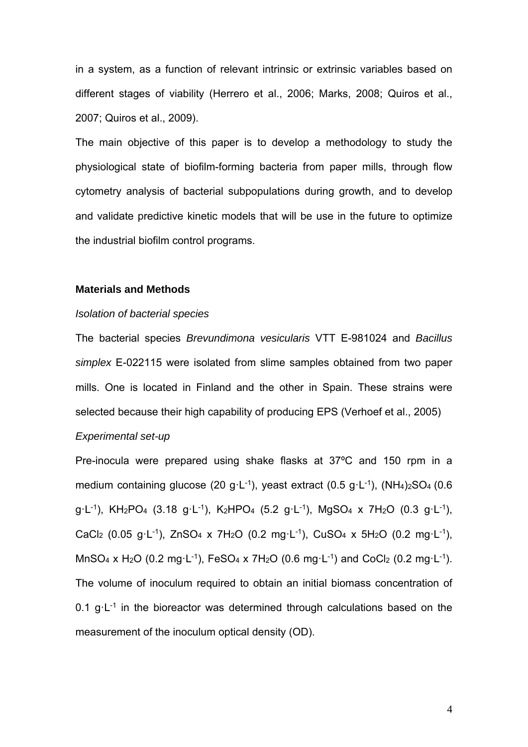in a system, as a function of relevant intrinsic or extrinsic variables based on different stages of viability (Herrero et al., 2006; Marks, 2008; Quiros et al., 2007; Quiros et al., 2009).

The main objective of this paper is to develop a methodology to study the physiological state of biofilm-forming bacteria from paper mills, through flow cytometry analysis of bacterial subpopulations during growth, and to develop and validate predictive kinetic models that will be use in the future to optimize the industrial biofilm control programs.

## Materials and Methods

*Isolation of bacterial species*

The bacterial species *Brevundimona vesicularis* VTT E-981024 and *Bacillus simplex* E-022115 were isolated from slime samples obtained from two paper mills. One is located in Finland and the other in Spain. These strains were selected because their high capability of producing EPS (Verhoef et al., 2005)

*Experimental set-up*

Pre-inocula were prepared using shake flasks at 37ºC and 150 rpm in a medium containing glucose (20 $g \cdot L^{-1}$), yeast extract (0.5 $g \cdot L^{-1}$), $(NH_4)_2SO_4$ (0.6 $g \cdot L^{-1}$), $KH_2PO_4$ (3.18 $g \cdot L^{-1}$), $K_2HPO_4$ (5.2 $g \cdot L^{-1}$), $MgSO_4$ x $7H_2O$ (0.3 $g \cdot L^{-1}$), $CaCl_2$ (0.05 $g \cdot L^{-1}$), $ZnSO_4$ x $7H_2O$ (0.2 $mg \cdot L^{-1}$), $CuSO_4$ x $5H_2O$ (0.2 $mg \cdot L^{-1}$), $MnSO_4$ x $H_2O$ (0.2 $mg \cdot L^{-1}$), $FeSO_4$ x $7H_2O$ (0.6 $mg \cdot L^{-1}$) and $CoCl_2$ (0.2 $mg \cdot L^{-1}$). The volume of inoculum required to obtain an initial biomass concentration of 0.1 $g \cdot L^{-1}$ in the bioreactor was determined through calculations based on the measurement of the inoculum optical density (OD).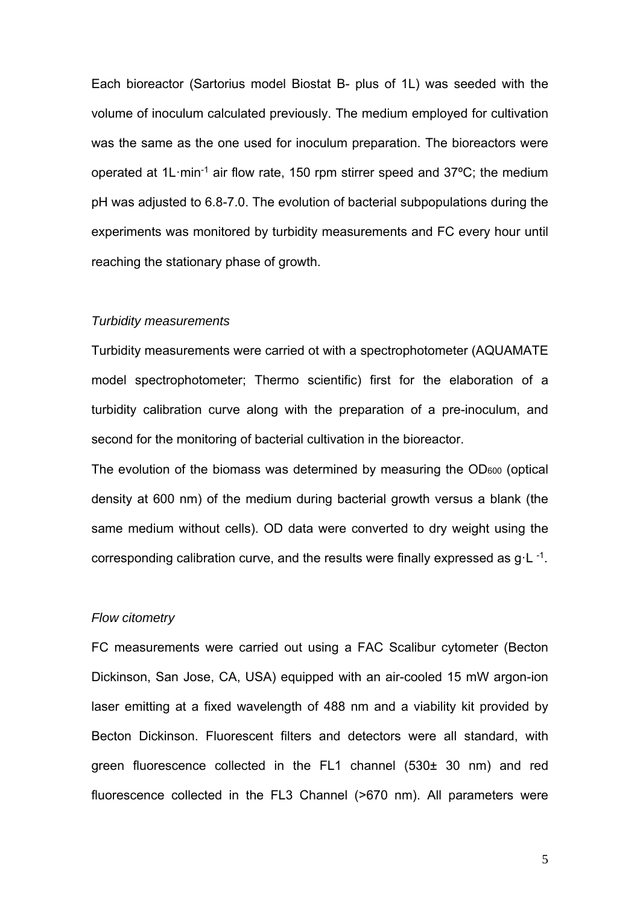Each bioreactor (Sartorius model Biostat B- plus of 1L) was seeded with the volume of inoculum calculated previously. The medium employed for cultivation was the same as the one used for inoculum preparation. The bioreactors were operated at $1L \cdot min^{-1}$ air flow rate, 150 rpm stirrer speed and 37ºC; the medium pH was adjusted to 6.8-7.0. The evolution of bacterial subpopulations during the experiments was monitored by turbidity measurements and FC every hour until reaching the stationary phase of growth.

*Turbidity measurements*

Turbidity measurements were carried ot with a spectrophotometer (AQUAMATE model spectrophotometer; Thermo scientific) first for the elaboration of a turbidity calibration curve along with the preparation of a pre-inoculum, and second for the monitoring of bacterial cultivation in the bioreactor.

The evolution of the biomass was determined by measuring the $OD_{600}$ (optical density at 600 nm) of the medium during bacterial growth versus a blank (the same medium without cells). OD data were converted to dry weight using the corresponding calibration curve, and the results were finally expressed as $g \cdot L^{-1}$.

*Flow citometry*

FC measurements were carried out using a FAC Scalibur cytometer (Becton Dickinson, San Jose, CA, USA) equipped with an air-cooled 15 mW argon-ion laser emitting at a fixed wavelength of 488 nm and a viability kit provided by Becton Dickinson. Fluorescent filters and detectors were all standard, with green fluorescence collected in the FL1 channel (530± 30 nm) and red fluorescence collected in the FL3 Channel (>670 nm). All parameters were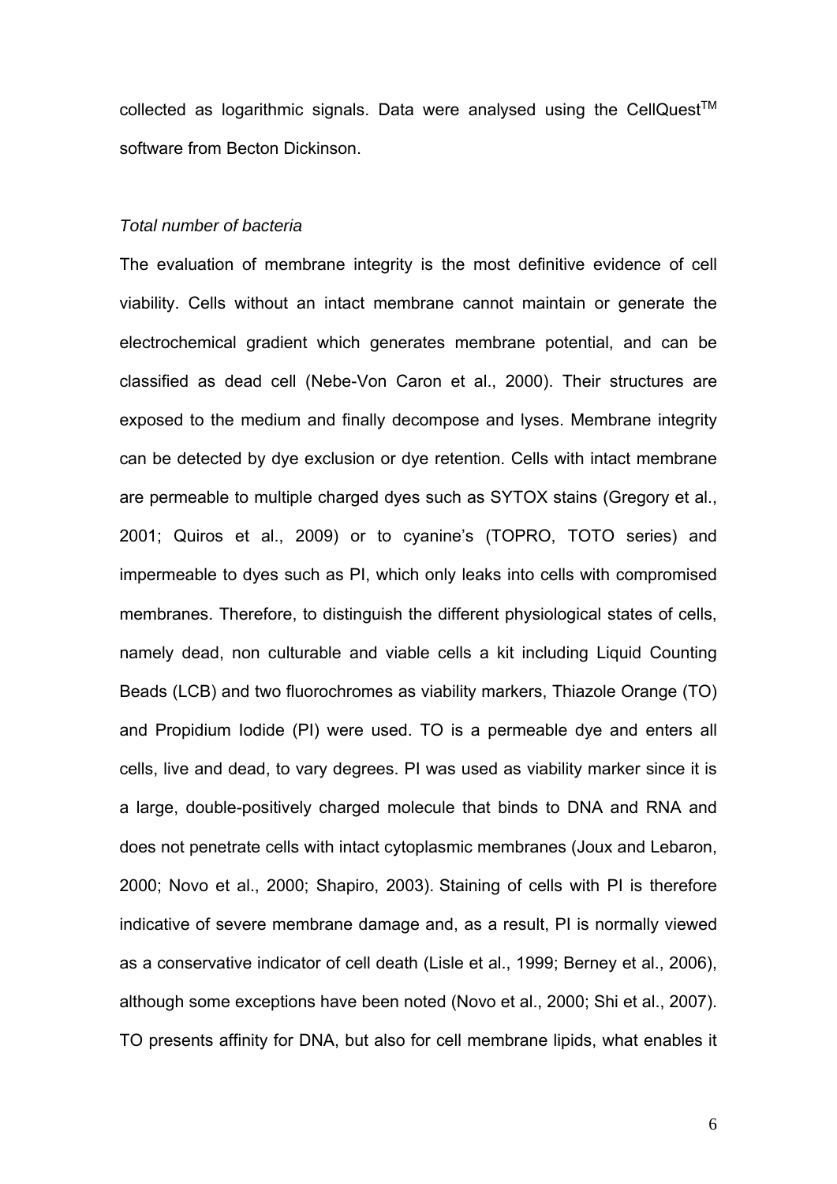collected as logarithmic signals. Data were analysed using the CellQuest™ software from Becton Dickinson.

*Total number of bacteria*

The evaluation of membrane integrity is the most definitive evidence of cell viability. Cells without an intact membrane cannot maintain or generate the electrochemical gradient which generates membrane potential, and can be classified as dead cell (Nebe-Von Caron et al., 2000). Their structures are exposed to the medium and finally decompose and lyses. Membrane integrity can be detected by dye exclusion or dye retention. Cells with intact membrane are permeable to multiple charged dyes such as SYTOX stains (Gregory et al., 2001; Quiros et al., 2009) or to cyanine's (TOPRO, TOTO series) and impermeable to dyes such as PI, which only leaks into cells with compromised membranes. Therefore, to distinguish the different physiological states of cells, namely dead, non culturable and viable cells a kit including Liquid Counting Beads (LCB) and two fluorochromes as viability markers, Thiazole Orange (TO) and Propidium Iodide (PI) were used. TO is a permeable dye and enters all cells, live and dead, to vary degrees. PI was used as viability marker since it is a large, double-positively charged molecule that binds to DNA and RNA and does not penetrate cells with intact cytoplasmic membranes (Joux and Lebaron, 2000; Novo et al., 2000; Shapiro, 2003). Staining of cells with PI is therefore indicative of severe membrane damage and, as a result, PI is normally viewed as a conservative indicator of cell death (Lisle et al., 1999; Berney et al., 2006), although some exceptions have been noted (Novo et al., 2000; Shi et al., 2007). TO presents affinity for DNA, but also for cell membrane lipids, what enables it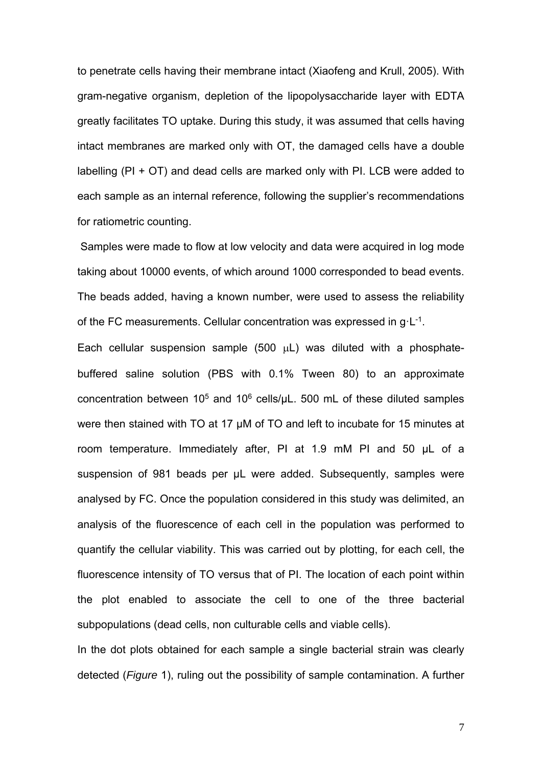to penetrate cells having their membrane intact (Xiaofeng and Krull, 2005). With gram-negative organism, depletion of the lipopolysaccharide layer with EDTA greatly facilitates TO uptake. During this study, it was assumed that cells having intact membranes are marked only with OT, the damaged cells have a double labelling (PI + OT) and dead cells are marked only with PI. LCB were added to each sample as an internal reference, following the supplier's recommendations for ratiometric counting.

Samples were made to flow at low velocity and data were acquired in log mode taking about 10000 events, of which around 1000 corresponded to bead events. The beads added, having a known number, were used to assess the reliability of the FC measurements. Cellular concentration was expressed in $g \cdot L^{-1}$.

Each cellular suspension sample (500 μL) was diluted with a phosphate-buffered saline solution (PBS with 0.1% Tween 80) to an approximate concentration between $10^5$ and $10^6$ cells/μL. 500 mL of these diluted samples were then stained with TO at 17 μM of TO and left to incubate for 15 minutes at room temperature. Immediately after, PI at 1.9 mM PI and 50 μL of a suspension of 981 beads per μL were added. Subsequently, samples were analysed by FC. Once the population considered in this study was delimited, an analysis of the fluorescence of each cell in the population was performed to quantify the cellular viability. This was carried out by plotting, for each cell, the fluorescence intensity of TO versus that of PI. The location of each point within the plot enabled to associate the cell to one of the three bacterial subpopulations (dead cells, non culturable cells and viable cells).

In the dot plots obtained for each sample a single bacterial strain was clearly detected (*Figure* 1), ruling out the possibility of sample contamination. A further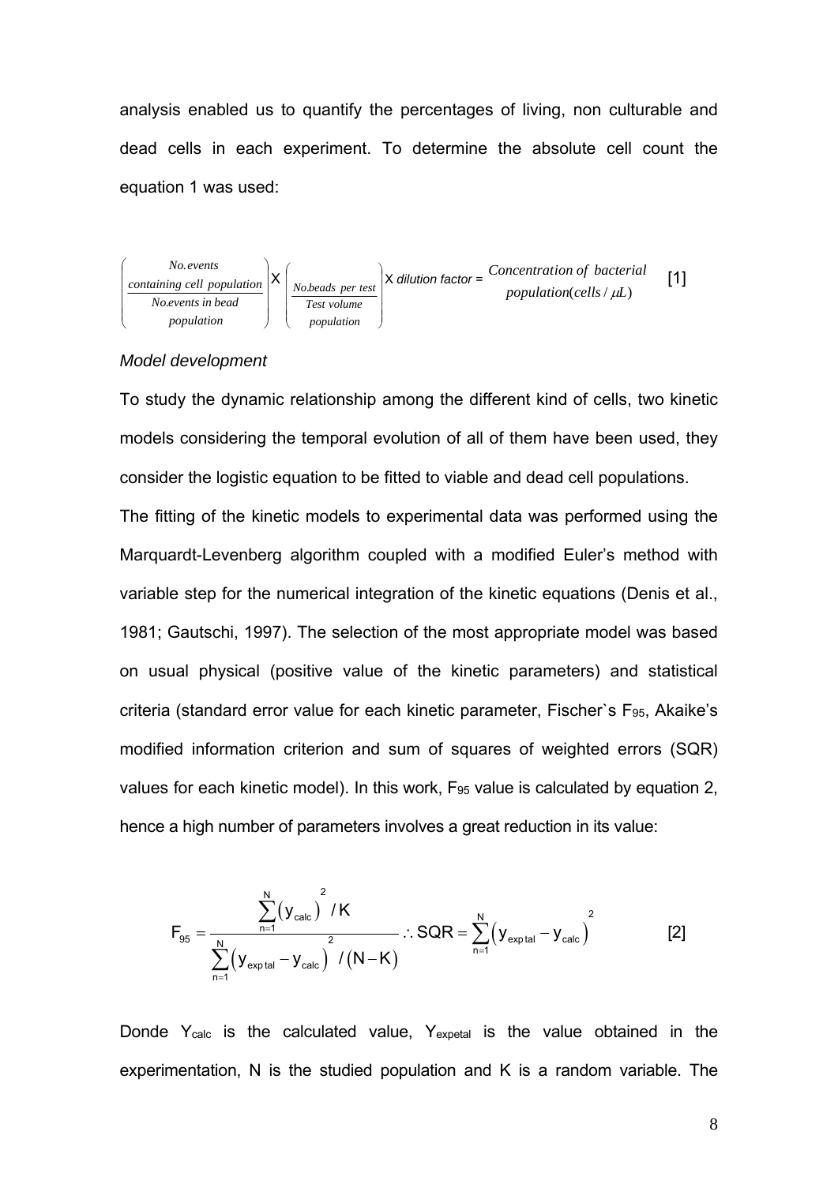analysis enabled us to quantify the percentages of living, non culturable and dead cells in each experiment. To determine the absolute cell count the equation 1 was used:

$$\left( \frac{\textit{No.events containing cell population}}{\textit{No.events in bead population}} \right) \text{X} \left( \frac{\textit{No.beads per test}}{\textit{Test volume population}} \right) \text{X } \textit{dilution factor} = \begin{matrix} \textit{Concentration of bacterial} \\ \textit{population}(cells/\mu L) \end{matrix} \quad [1]$$

*Model development*

To study the dynamic relationship among the different kind of cells, two kinetic models considering the temporal evolution of all of them have been used, they consider the logistic equation to be fitted to viable and dead cell populations.

The fitting of the kinetic models to experimental data was performed using the Marquardt-Levenberg algorithm coupled with a modified Euler's method with variable step for the numerical integration of the kinetic equations (Denis et al., 1981; Gautschi, 1997). The selection of the most appropriate model was based on usual physical (positive value of the kinetic parameters) and statistical criteria (standard error value for each kinetic parameter, Fischer`s $F_{95}$, Akaike's modified information criterion and sum of squares of weighted errors (SQR) values for each kinetic model). In this work, $F_{95}$ value is calculated by equation 2, hence a high number of parameters involves a great reduction in its value:

$$F_{95} = \frac{\sum_{n=1}^{N} \left( y_{calc} \right)^2 / K}{\sum_{n=1}^{N} \left( y_{exptal} - y_{calc} \right)^2 / \left( N - K \right)} \therefore SQR = \sum_{n=1}^{N} \left( y_{exptal} - y_{calc} \right)^2 \quad [2]$$

Donde $Y_{calc}$ is the calculated value, $Y_{expetal}$ is the value obtained in the experimentation, N is the studied population and K is a random variable. The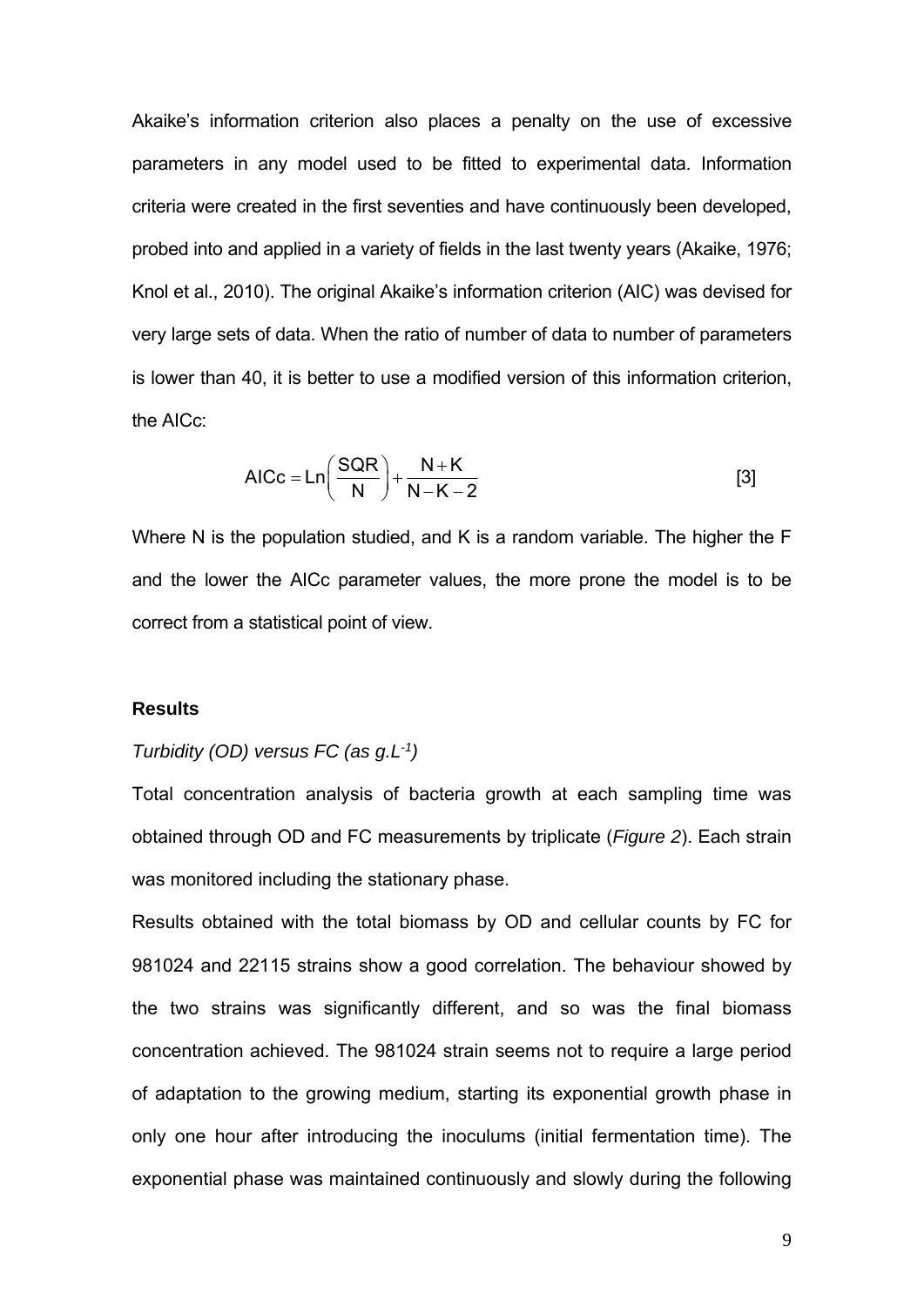Akaike's information criterion also places a penalty on the use of excessive parameters in any model used to be fitted to experimental data. Information criteria were created in the first seventies and have continuously been developed, probed into and applied in a variety of fields in the last twenty years (Akaike, 1976; Knol et al., 2010). The original Akaike's information criterion (AIC) was devised for very large sets of data. When the ratio of number of data to number of parameters is lower than 40, it is better to use a modified version of this information criterion, the AICc:

$$\text{AICc} = \text{Ln}\left(\frac{\text{SQR}}{\text{N}}\right) + \frac{\text{N}+\text{K}}{\text{N}-\text{K}-2} \qquad [3]$$

Where N is the population studied, and K is a random variable. The higher the F and the lower the AICc parameter values, the more prone the model is to be correct from a statistical point of view.

### Results

*Turbidity (OD) versus FC (as g.L$^{-1}$)*

Total concentration analysis of bacteria growth at each sampling time was obtained through OD and FC measurements by triplicate (*Figure 2*). Each strain was monitored including the stationary phase.

Results obtained with the total biomass by OD and cellular counts by FC for 981024 and 22115 strains show a good correlation. The behaviour showed by the two strains was significantly different, and so was the final biomass concentration achieved. The 981024 strain seems not to require a large period of adaptation to the growing medium, starting its exponential growth phase in only one hour after introducing the inoculums (initial fermentation time). The exponential phase was maintained continuously and slowly during the following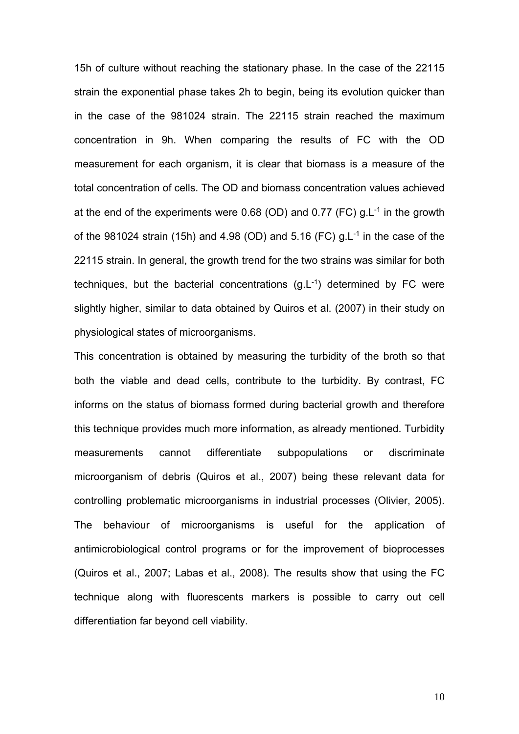15h of culture without reaching the stationary phase. In the case of the 22115 strain the exponential phase takes 2h to begin, being its evolution quicker than in the case of the 981024 strain. The 22115 strain reached the maximum concentration in 9h. When comparing the results of FC with the OD measurement for each organism, it is clear that biomass is a measure of the total concentration of cells. The OD and biomass concentration values achieved at the end of the experiments were 0.68 (OD) and 0.77 (FC) $g.L^{-1}$ in the growth of the 981024 strain (15h) and 4.98 (OD) and 5.16 (FC) $g.L^{-1}$ in the case of the 22115 strain. In general, the growth trend for the two strains was similar for both techniques, but the bacterial concentrations ($g.L^{-1}$) determined by FC were slightly higher, similar to data obtained by Quiros et al. (2007) in their study on physiological states of microorganisms.

This concentration is obtained by measuring the turbidity of the broth so that both the viable and dead cells, contribute to the turbidity. By contrast, FC informs on the status of biomass formed during bacterial growth and therefore this technique provides much more information, as already mentioned. Turbidity measurements cannot differentiate subpopulations or discriminate microorganism of debris (Quiros et al., 2007) being these relevant data for controlling problematic microorganisms in industrial processes (Olivier, 2005). The behaviour of microorganisms is useful for the application of antimicrobiological control programs or for the improvement of bioprocesses (Quiros et al., 2007; Labas et al., 2008). The results show that using the FC technique along with fluorescents markers is possible to carry out cell differentiation far beyond cell viability.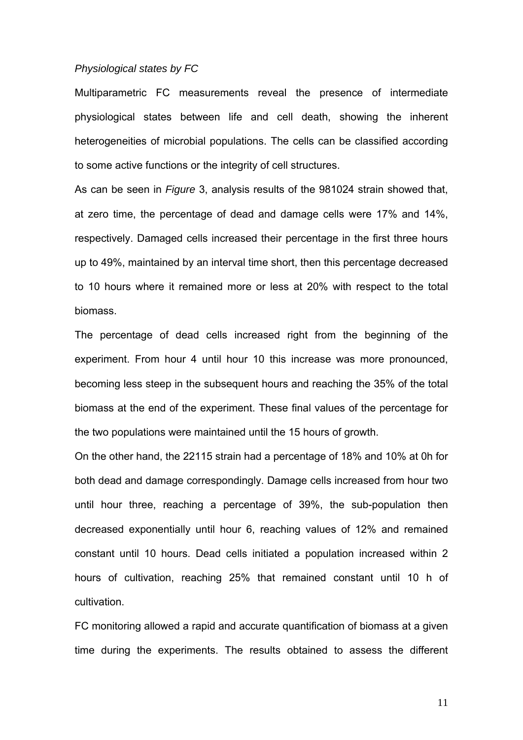*Physiological states by FC*

Multiparametric FC measurements reveal the presence of intermediate physiological states between life and cell death, showing the inherent heterogeneities of microbial populations. The cells can be classified according to some active functions or the integrity of cell structures.

As can be seen in *Figure* 3, analysis results of the 981024 strain showed that, at zero time, the percentage of dead and damage cells were 17% and 14%, respectively. Damaged cells increased their percentage in the first three hours up to 49%, maintained by an interval time short, then this percentage decreased to 10 hours where it remained more or less at 20% with respect to the total biomass.

The percentage of dead cells increased right from the beginning of the experiment. From hour 4 until hour 10 this increase was more pronounced, becoming less steep in the subsequent hours and reaching the 35% of the total biomass at the end of the experiment. These final values of the percentage for the two populations were maintained until the 15 hours of growth.

On the other hand, the 22115 strain had a percentage of 18% and 10% at 0h for both dead and damage correspondingly. Damage cells increased from hour two until hour three, reaching a percentage of 39%, the sub-population then decreased exponentially until hour 6, reaching values of 12% and remained constant until 10 hours. Dead cells initiated a population increased within 2 hours of cultivation, reaching 25% that remained constant until 10 h of cultivation.

FC monitoring allowed a rapid and accurate quantification of biomass at a given time during the experiments. The results obtained to assess the different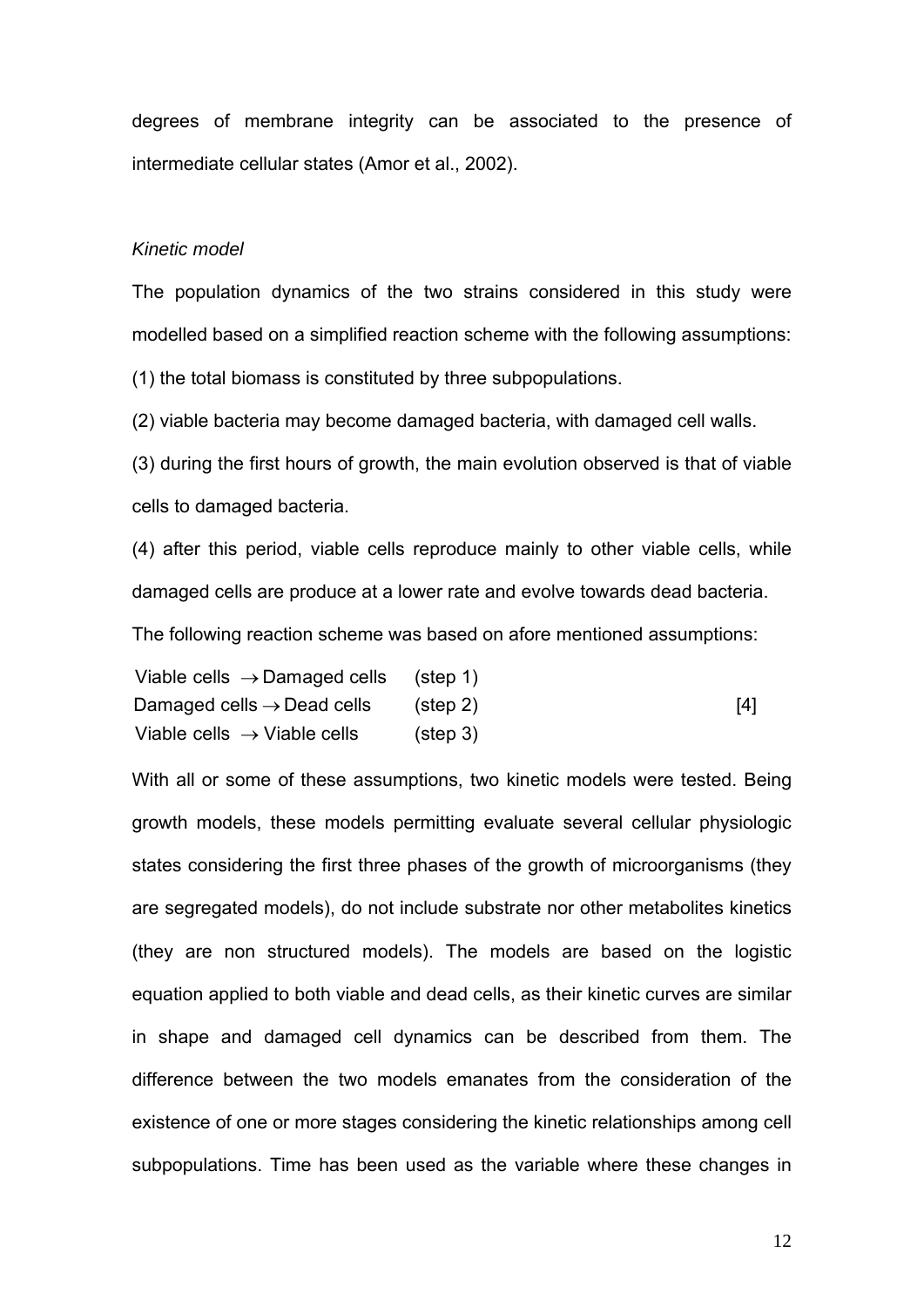degrees of membrane integrity can be associated to the presence of intermediate cellular states (Amor et al., 2002).

*Kinetic model*

The population dynamics of the two strains considered in this study were modelled based on a simplified reaction scheme with the following assumptions:

(1) the total biomass is constituted by three subpopulations.

(2) viable bacteria may become damaged bacteria, with damaged cell walls.

(3) during the first hours of growth, the main evolution observed is that of viable cells to damaged bacteria.

(4) after this period, viable cells reproduce mainly to other viable cells, while damaged cells are produce at a lower rate and evolve towards dead bacteria.

The following reaction scheme was based on afore mentioned assumptions:

$$
\begin{array}{ll}
\text{Viable cells} \rightarrow \text{Damaged cells} & \text{(step 1)} \\
\text{Damaged cells} \rightarrow \text{Dead cells} & \text{(step 2)} \\
\text{Viable cells} \rightarrow \text{Viable cells} & \text{(step 3)}
\end{array}
\quad [4]
$$

With all or some of these assumptions, two kinetic models were tested. Being growth models, these models permitting evaluate several cellular physiologic states considering the first three phases of the growth of microorganisms (they are segregated models), do not include substrate nor other metabolites kinetics (they are non structured models). The models are based on the logistic equation applied to both viable and dead cells, as their kinetic curves are similar in shape and damaged cell dynamics can be described from them. The difference between the two models emanates from the consideration of the existence of one or more stages considering the kinetic relationships among cell subpopulations. Time has been used as the variable where these changes in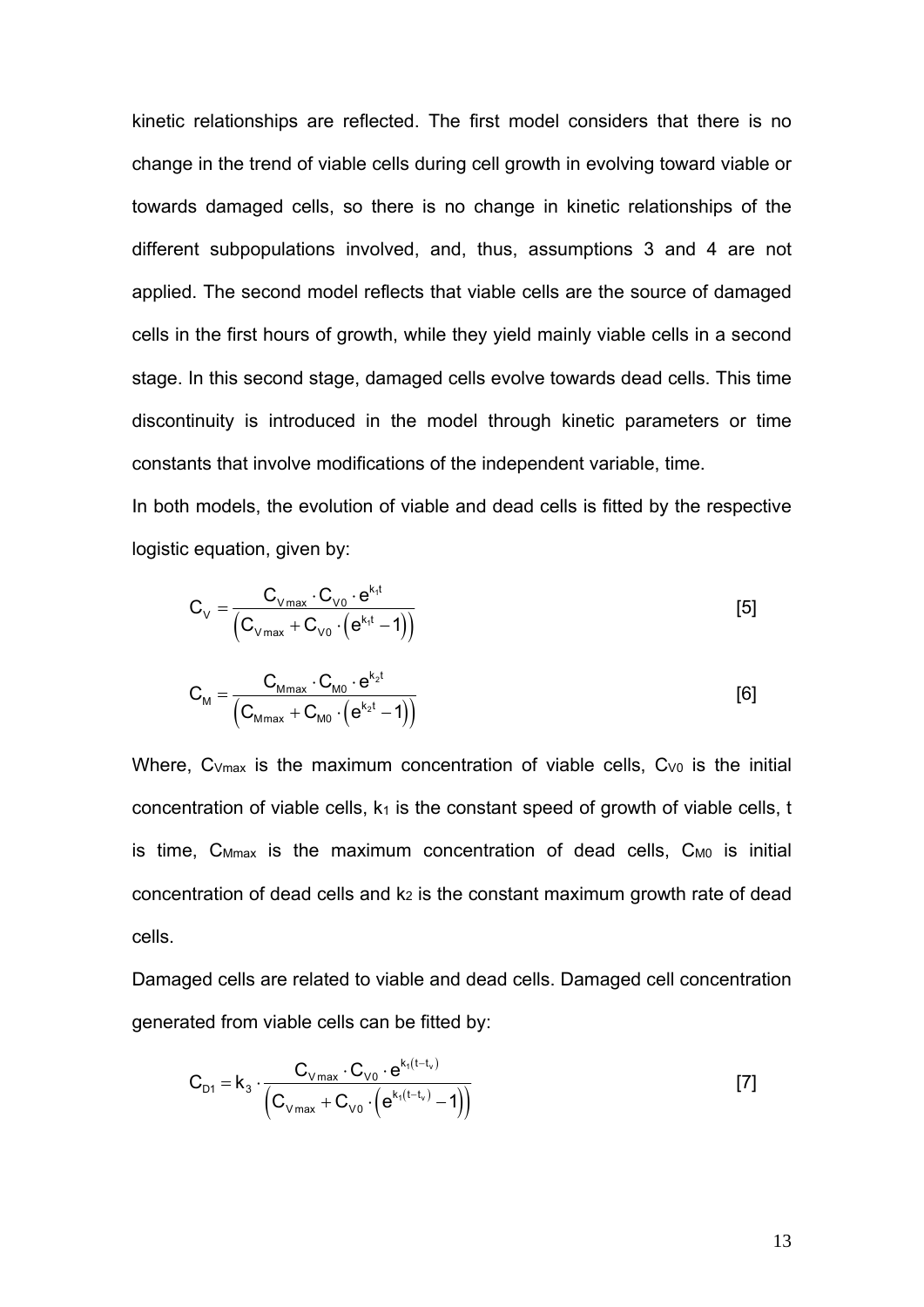kinetic relationships are reflected. The first model considers that there is no change in the trend of viable cells during cell growth in evolving toward viable or towards damaged cells, so there is no change in kinetic relationships of the different subpopulations involved, and, thus, assumptions 3 and 4 are not applied. The second model reflects that viable cells are the source of damaged cells in the first hours of growth, while they yield mainly viable cells in a second stage. In this second stage, damaged cells evolve towards dead cells. This time discontinuity is introduced in the model through kinetic parameters or time constants that involve modifications of the independent variable, time.

In both models, the evolution of viable and dead cells is fitted by the respective logistic equation, given by:

$$C_V = \frac{C_{V\max} \cdot C_{V0} \cdot e^{k_1 t}}{\left(C_{V\max} + C_{V0} \cdot \left(e^{k_1 t} - 1\right)\right)} \qquad [5]$$

$$C_M = \frac{C_{M\max} \cdot C_{M0} \cdot e^{k_2 t}}{\left(C_{M\max} + C_{M0} \cdot \left(e^{k_2 t} - 1\right)\right)} \qquad [6]$$

Where, $C_{Vmax}$ is the maximum concentration of viable cells, $C_{V0}$ is the initial concentration of viable cells, $k_1$ is the constant speed of growth of viable cells, t is time, $C_{Mmax}$ is the maximum concentration of dead cells, $C_{M0}$ is initial concentration of dead cells and $k_2$ is the constant maximum growth rate of dead cells.

Damaged cells are related to viable and dead cells. Damaged cell concentration generated from viable cells can be fitted by:

$$C_{D1} = k_3 \cdot \frac{C_{V\max} \cdot C_{V0} \cdot e^{k_1 (t - t_v)}}{\left(C_{V\max} + C_{V0} \cdot \left(e^{k_1 (t - t_v)} - 1\right)\right)} \qquad [7]$$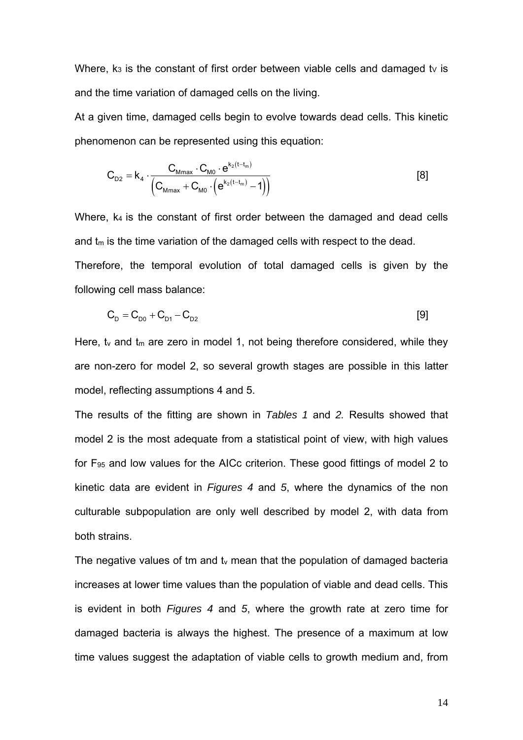Where, $k_3$ is the constant of first order between viable cells and damaged $t_V$ is and the time variation of damaged cells on the living.

At a given time, damaged cells begin to evolve towards dead cells. This kinetic phenomenon can be represented using this equation:

$$C_{D2} = k_4 \cdot \frac{C_{Mmax} \cdot C_{M0} \cdot e^{k_2(t-t_m)}}{\left(C_{Mmax} + C_{M0} \cdot \left(e^{k_2(t-t_m)} - 1\right)\right)} \qquad [8]$$

Where, $k_4$ is the constant of first order between the damaged and dead cells and $t_m$ is the time variation of the damaged cells with respect to the dead.

Therefore, the temporal evolution of total damaged cells is given by the following cell mass balance:

$$C_D = C_{D0} + C_{D1} - C_{D2} \qquad [9]$$

Here, $t_v$ and $t_m$ are zero in model 1, not being therefore considered, while they are non-zero for model 2, so several growth stages are possible in this latter model, reflecting assumptions 4 and 5.

The results of the fitting are shown in *Tables 1* and *2.* Results showed that model 2 is the most adequate from a statistical point of view, with high values for $F_{95}$ and low values for the AICc criterion. These good fittings of model 2 to kinetic data are evident in *Figures 4* and *5*, where the dynamics of the non culturable subpopulation are only well described by model 2, with data from both strains.

The negative values of tm and $t_v$ mean that the population of damaged bacteria increases at lower time values than the population of viable and dead cells. This is evident in both *Figures 4* and *5*, where the growth rate at zero time for damaged bacteria is always the highest. The presence of a maximum at low time values suggest the adaptation of viable cells to growth medium and, from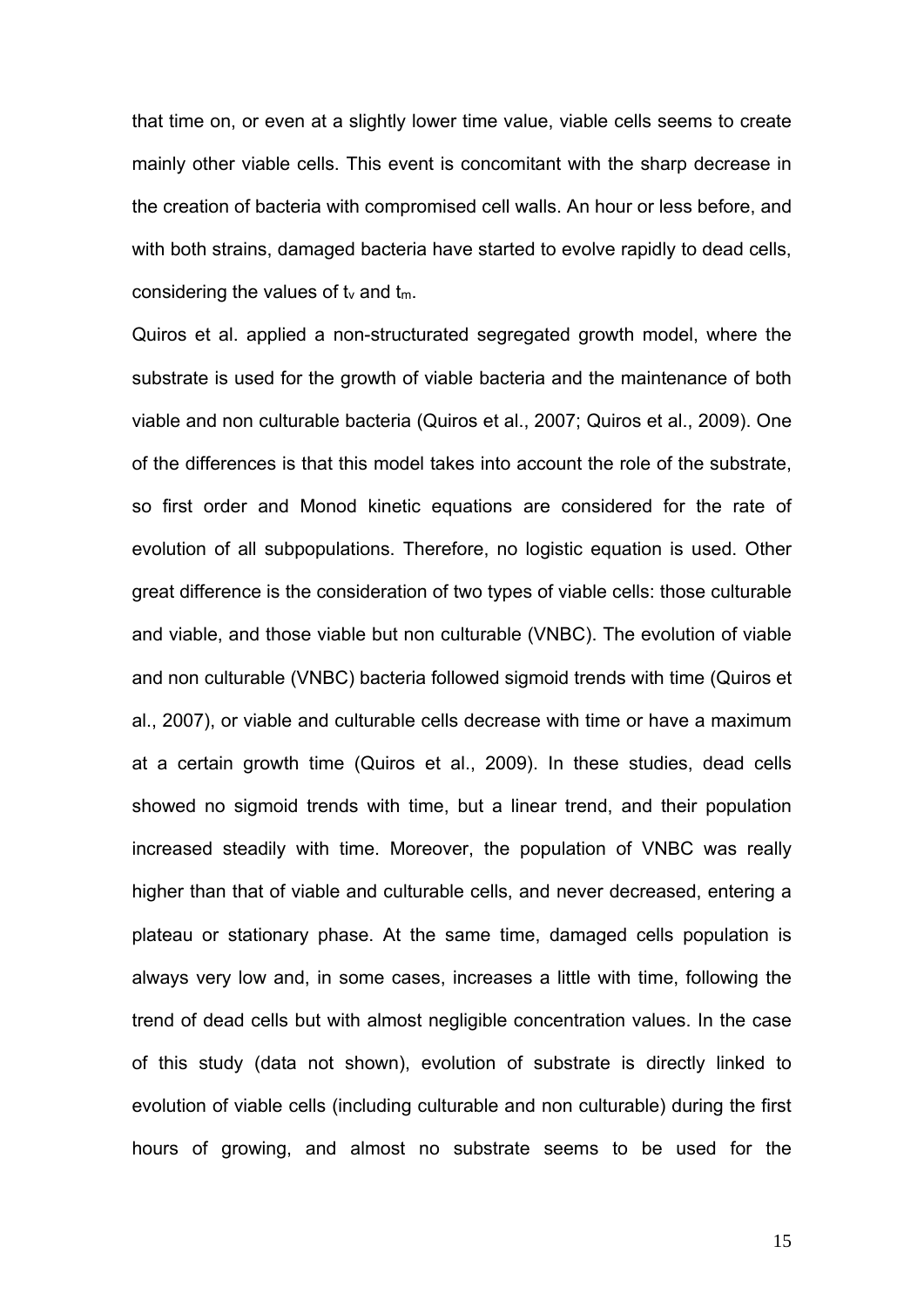that time on, or even at a slightly lower time value, viable cells seems to create mainly other viable cells. This event is concomitant with the sharp decrease in the creation of bacteria with compromised cell walls. An hour or less before, and with both strains, damaged bacteria have started to evolve rapidly to dead cells, considering the values of $t_v$ and $t_m$.

Quiros et al. applied a non-structurated segregated growth model, where the substrate is used for the growth of viable bacteria and the maintenance of both viable and non culturable bacteria (Quiros et al., 2007; Quiros et al., 2009). One of the differences is that this model takes into account the role of the substrate, so first order and Monod kinetic equations are considered for the rate of evolution of all subpopulations. Therefore, no logistic equation is used. Other great difference is the consideration of two types of viable cells: those culturable and viable, and those viable but non culturable (VNBC). The evolution of viable and non culturable (VNBC) bacteria followed sigmoid trends with time (Quiros et al., 2007), or viable and culturable cells decrease with time or have a maximum at a certain growth time (Quiros et al., 2009). In these studies, dead cells showed no sigmoid trends with time, but a linear trend, and their population increased steadily with time. Moreover, the population of VNBC was really higher than that of viable and culturable cells, and never decreased, entering a plateau or stationary phase. At the same time, damaged cells population is always very low and, in some cases, increases a little with time, following the trend of dead cells but with almost negligible concentration values. In the case of this study (data not shown), evolution of substrate is directly linked to evolution of viable cells (including culturable and non culturable) during the first hours of growing, and almost no substrate seems to be used for the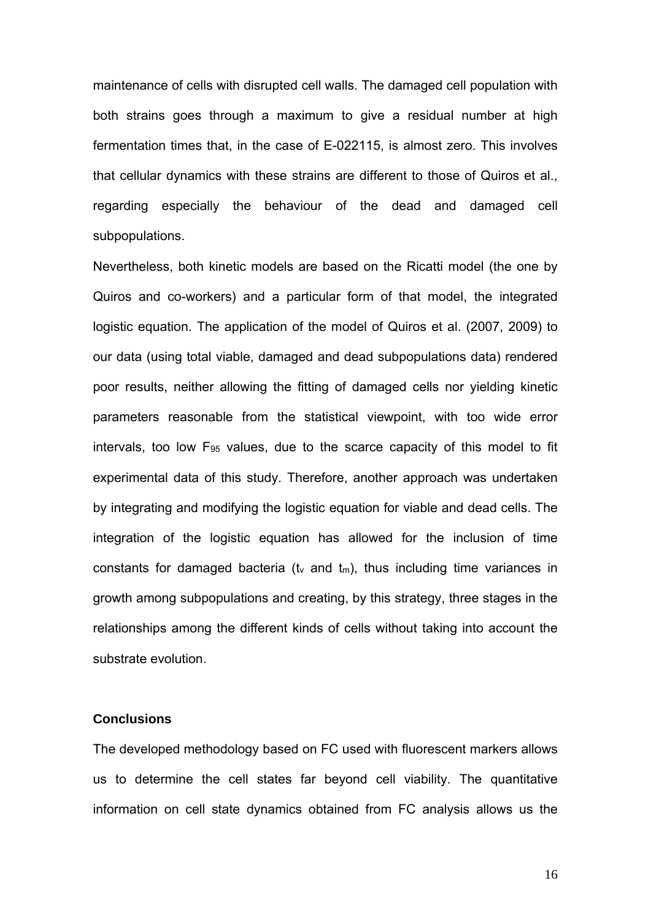maintenance of cells with disrupted cell walls. The damaged cell population with both strains goes through a maximum to give a residual number at high fermentation times that, in the case of E-022115, is almost zero. This involves that cellular dynamics with these strains are different to those of Quiros et al., regarding especially the behaviour of the dead and damaged cell subpopulations.

Nevertheless, both kinetic models are based on the Ricatti model (the one by Quiros and co-workers) and a particular form of that model, the integrated logistic equation. The application of the model of Quiros et al. (2007, 2009) to our data (using total viable, damaged and dead subpopulations data) rendered poor results, neither allowing the fitting of damaged cells nor yielding kinetic parameters reasonable from the statistical viewpoint, with too wide error intervals, too low $F_{95}$ values, due to the scarce capacity of this model to fit experimental data of this study. Therefore, another approach was undertaken by integrating and modifying the logistic equation for viable and dead cells. The integration of the logistic equation has allowed for the inclusion of time constants for damaged bacteria ($t_v$ and $t_m$), thus including time variances in growth among subpopulations and creating, by this strategy, three stages in the relationships among the different kinds of cells without taking into account the substrate evolution.

## Conclusions

The developed methodology based on FC used with fluorescent markers allows us to determine the cell states far beyond cell viability. The quantitative information on cell state dynamics obtained from FC analysis allows us the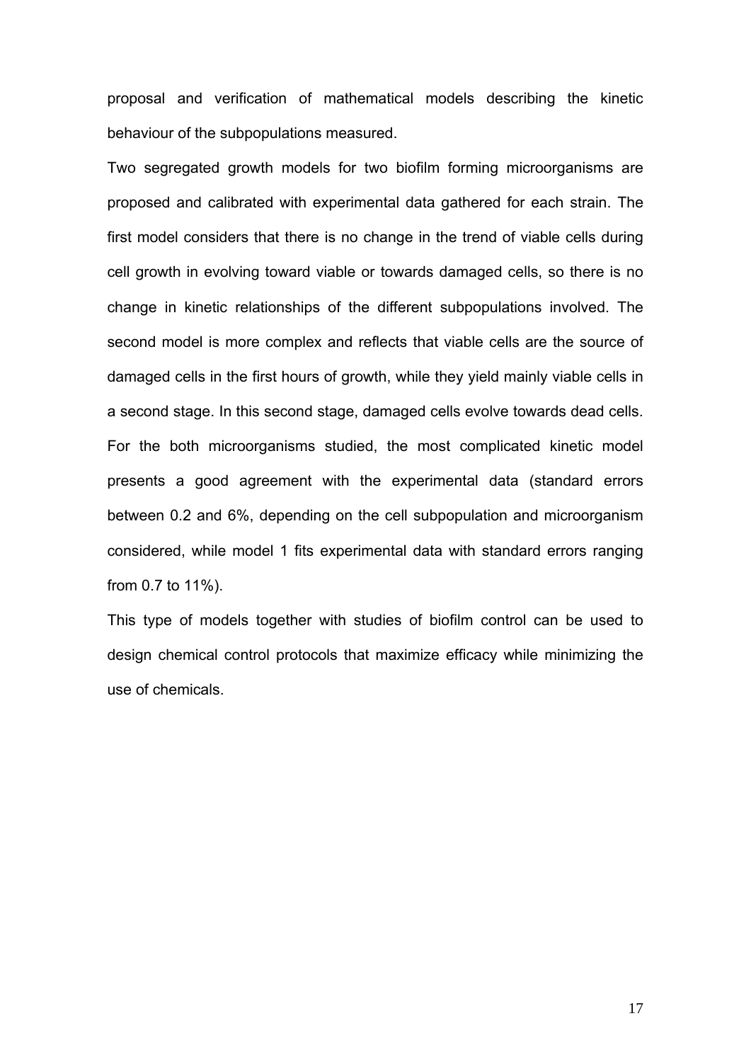proposal and verification of mathematical models describing the kinetic behaviour of the subpopulations measured.

Two segregated growth models for two biofilm forming microorganisms are proposed and calibrated with experimental data gathered for each strain. The first model considers that there is no change in the trend of viable cells during cell growth in evolving toward viable or towards damaged cells, so there is no change in kinetic relationships of the different subpopulations involved. The second model is more complex and reflects that viable cells are the source of damaged cells in the first hours of growth, while they yield mainly viable cells in a second stage. In this second stage, damaged cells evolve towards dead cells. For the both microorganisms studied, the most complicated kinetic model presents a good agreement with the experimental data (standard errors between 0.2 and 6%, depending on the cell subpopulation and microorganism considered, while model 1 fits experimental data with standard errors ranging from 0.7 to 11%).

This type of models together with studies of biofilm control can be used to design chemical control protocols that maximize efficacy while minimizing the use of chemicals.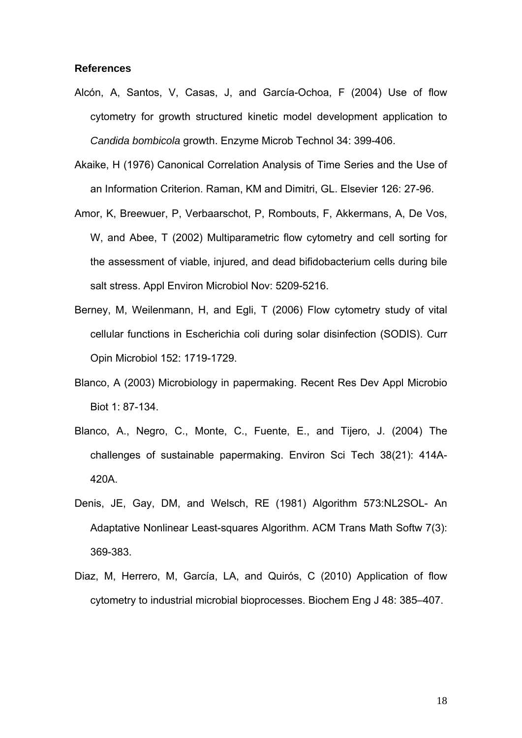**References**

Alcón, A, Santos, V, Casas, J, and García-Ochoa, F (2004) Use of flow cytometry for growth structured kinetic model development application to *Candida bombicola* growth. Enzyme Microb Technol 34: 399-406.

Akaike, H (1976) Canonical Correlation Analysis of Time Series and the Use of an Information Criterion. Raman, KM and Dimitri, GL. Elsevier 126: 27-96.

Amor, K, Breewuer, P, Verbaarschot, P, Rombouts, F, Akkermans, A, De Vos, W, and Abee, T (2002) Multiparametric flow cytometry and cell sorting for the assessment of viable, injured, and dead bifidobacterium cells during bile salt stress. Appl Environ Microbiol Nov: 5209-5216.

Berney, M, Weilenmann, H, and Egli, T (2006) Flow cytometry study of vital cellular functions in Escherichia coli during solar disinfection (SODIS). Curr Opin Microbiol 152: 1719-1729.

Blanco, A (2003) Microbiology in papermaking. Recent Res Dev Appl Microbio Biot 1: 87-134.

Blanco, A., Negro, C., Monte, C., Fuente, E., and Tijero, J. (2004) The challenges of sustainable papermaking. Environ Sci Tech 38(21): 414A-420A.

Denis, JE, Gay, DM, and Welsch, RE (1981) Algorithm 573:NL2SOL- An Adaptative Nonlinear Least-squares Algorithm. ACM Trans Math Softw 7(3): 369-383.

Diaz, M, Herrero, M, García, LA, and Quirós, C (2010) Application of flow cytometry to industrial microbial bioprocesses. Biochem Eng J 48: 385–407.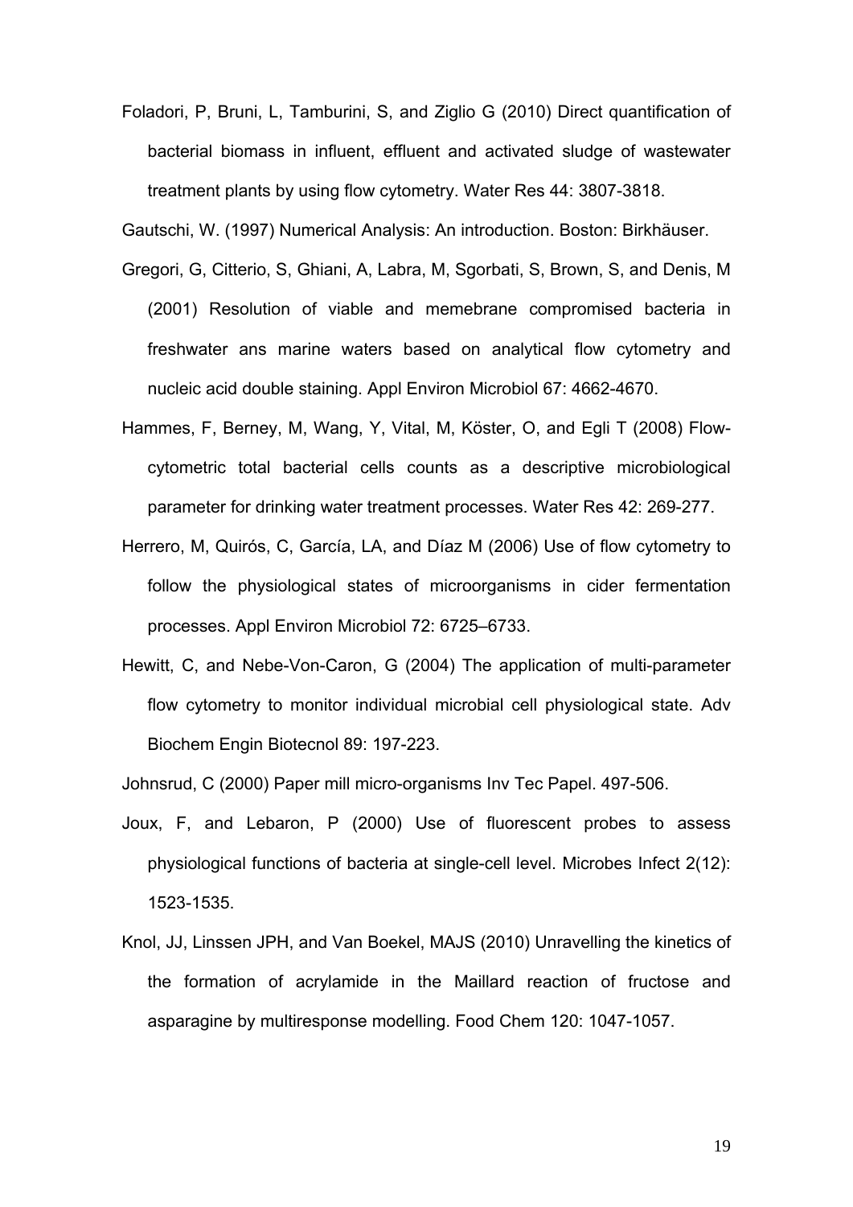Foladori, P, Bruni, L, Tamburini, S, and Ziglio G (2010) Direct quantification of bacterial biomass in influent, effluent and activated sludge of wastewater treatment plants by using flow cytometry. Water Res 44: 3807-3818.

Gautschi, W. (1997) Numerical Analysis: An introduction. Boston: Birkhäuser.

Gregori, G, Citterio, S, Ghiani, A, Labra, M, Sgorbati, S, Brown, S, and Denis, M (2001) Resolution of viable and memebrane compromised bacteria in freshwater ans marine waters based on analytical flow cytometry and nucleic acid double staining. Appl Environ Microbiol 67: 4662-4670.

Hammes, F, Berney, M, Wang, Y, Vital, M, Köster, O, and Egli T (2008) Flow-cytometric total bacterial cells counts as a descriptive microbiological parameter for drinking water treatment processes. Water Res 42: 269-277.

Herrero, M, Quirós, C, García, LA, and Díaz M (2006) Use of flow cytometry to follow the physiological states of microorganisms in cider fermentation processes. Appl Environ Microbiol 72: 6725–6733.

Hewitt, C, and Nebe-Von-Caron, G (2004) The application of multi-parameter flow cytometry to monitor individual microbial cell physiological state. Adv Biochem Engin Biotecnol 89: 197-223.

Johnsrud, C (2000) Paper mill micro-organisms Inv Tec Papel. 497-506.

Joux, F, and Lebaron, P (2000) Use of fluorescent probes to assess physiological functions of bacteria at single-cell level. Microbes Infect 2(12): 1523-1535.

Knol, JJ, Linssen JPH, and Van Boekel, MAJS (2010) Unravelling the kinetics of the formation of acrylamide in the Maillard reaction of fructose and asparagine by multiresponse modelling. Food Chem 120: 1047-1057.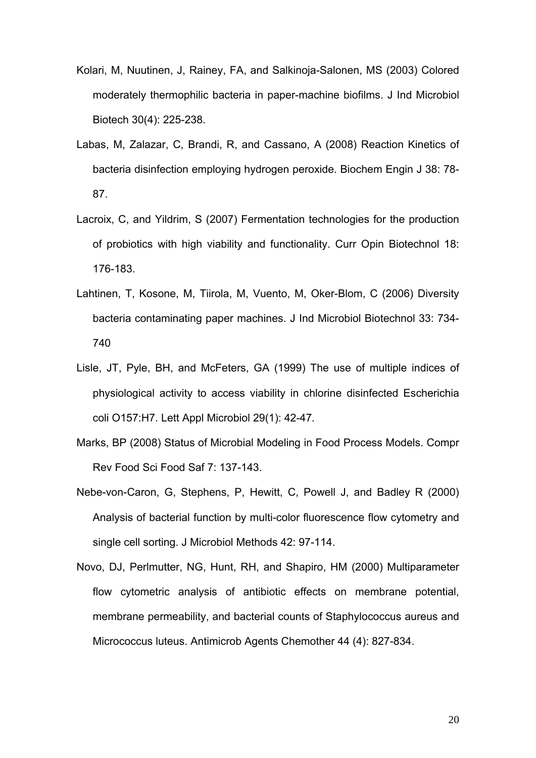Kolari, M, Nuutinen, J, Rainey, FA, and Salkinoja-Salonen, MS (2003) Colored moderately thermophilic bacteria in paper-machine biofilms. J Ind Microbiol Biotech 30(4): 225-238.

Labas, M, Zalazar, C, Brandi, R, and Cassano, A (2008) Reaction Kinetics of bacteria disinfection employing hydrogen peroxide. Biochem Engin J 38: 78-87.

Lacroix, C, and Yildrim, S (2007) Fermentation technologies for the production of probiotics with high viability and functionality. Curr Opin Biotechnol 18: 176-183.

Lahtinen, T, Kosone, M, Tiirola, M, Vuento, M, Oker-Blom, C (2006) Diversity bacteria contaminating paper machines. J Ind Microbiol Biotechnol 33: 734-740

Lisle, JT, Pyle, BH, and McFeters, GA (1999) The use of multiple indices of physiological activity to access viability in chlorine disinfected Escherichia coli O157:H7. Lett Appl Microbiol 29(1): 42-47.

Marks, BP (2008) Status of Microbial Modeling in Food Process Models. Compr Rev Food Sci Food Saf 7: 137-143.

Nebe-von-Caron, G, Stephens, P, Hewitt, C, Powell J, and Badley R (2000) Analysis of bacterial function by multi-color fluorescence flow cytometry and single cell sorting. J Microbiol Methods 42: 97-114.

Novo, DJ, Perlmutter, NG, Hunt, RH, and Shapiro, HM (2000) Multiparameter flow cytometric analysis of antibiotic effects on membrane potential, membrane permeability, and bacterial counts of Staphylococcus aureus and Micrococcus luteus. Antimicrob Agents Chemother 44 (4): 827-834.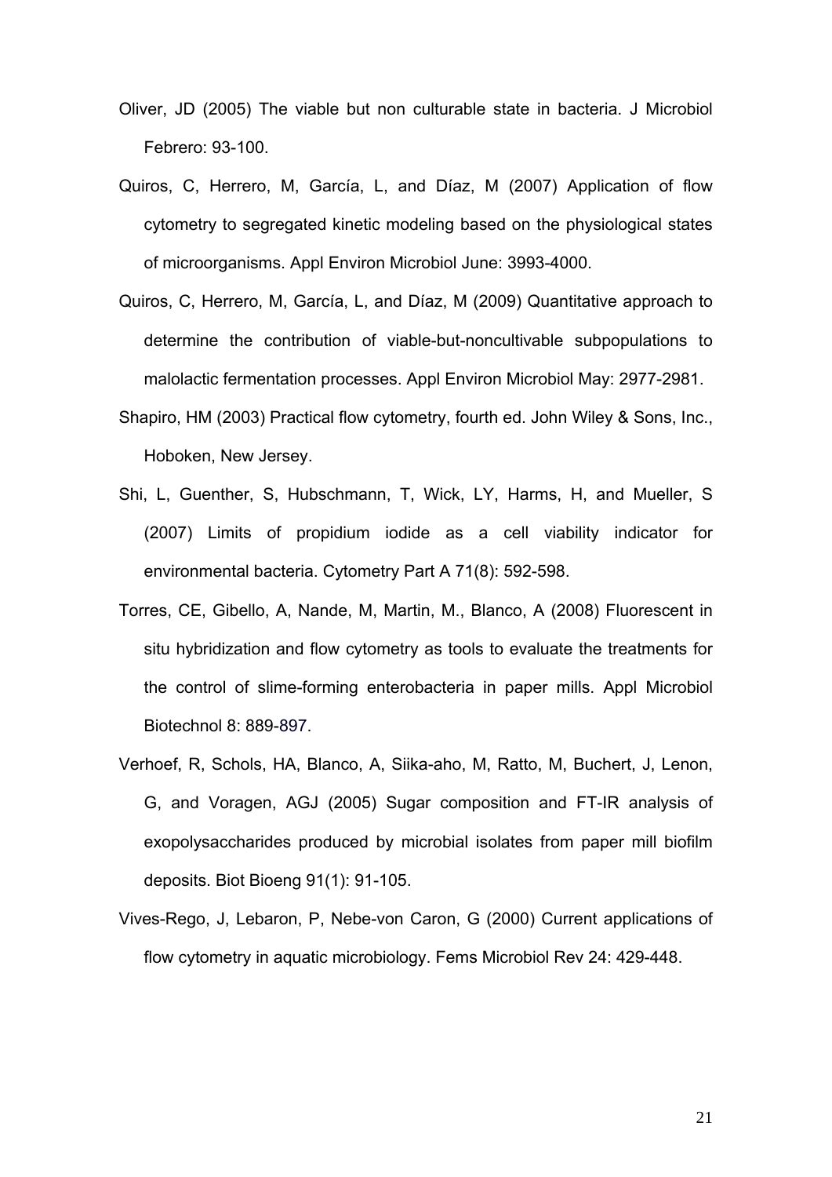Oliver, JD (2005) The viable but non culturable state in bacteria. J Microbiol Febrero: 93-100.

Quiros, C, Herrero, M, García, L, and Díaz, M (2007) Application of flow cytometry to segregated kinetic modeling based on the physiological states of microorganisms. Appl Environ Microbiol June: 3993-4000.

Quiros, C, Herrero, M, García, L, and Díaz, M (2009) Quantitative approach to determine the contribution of viable-but-noncultivable subpopulations to malolactic fermentation processes. Appl Environ Microbiol May: 2977-2981.

Shapiro, HM (2003) Practical flow cytometry, fourth ed. John Wiley & Sons, Inc., Hoboken, New Jersey.

Shi, L, Guenther, S, Hubschmann, T, Wick, LY, Harms, H, and Mueller, S (2007) Limits of propidium iodide as a cell viability indicator for environmental bacteria. Cytometry Part A 71(8): 592-598.

Torres, CE, Gibello, A, Nande, M, Martin, M., Blanco, A (2008) Fluorescent in situ hybridization and flow cytometry as tools to evaluate the treatments for the control of slime-forming enterobacteria in paper mills. Appl Microbiol Biotechnol 8: 889-897.

Verhoef, R, Schols, HA, Blanco, A, Siika-aho, M, Ratto, M, Buchert, J, Lenon, G, and Voragen, AGJ (2005) Sugar composition and FT-IR analysis of exopolysaccharides produced by microbial isolates from paper mill biofilm deposits. Biot Bioeng 91(1): 91-105.

Vives-Rego, J, Lebaron, P, Nebe-von Caron, G (2000) Current applications of flow cytometry in aquatic microbiology. Fems Microbiol Rev 24: 429-448.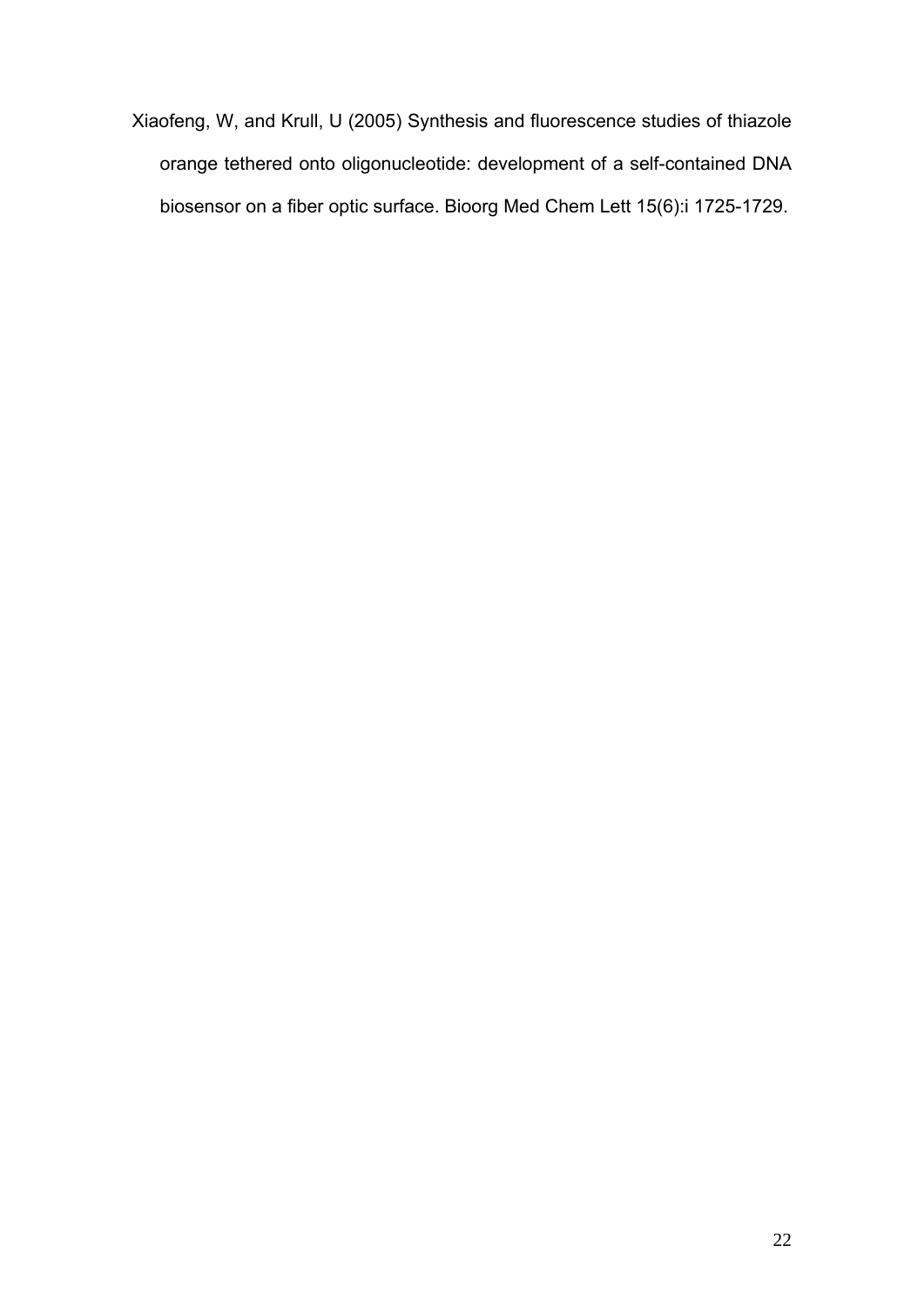Xiaofeng, W, and Krull, U (2005) Synthesis and fluorescence studies of thiazole orange tethered onto oligonucleotide: development of a self-contained DNA biosensor on a fiber optic surface. Bioorg Med Chem Lett 15(6):i 1725-1729.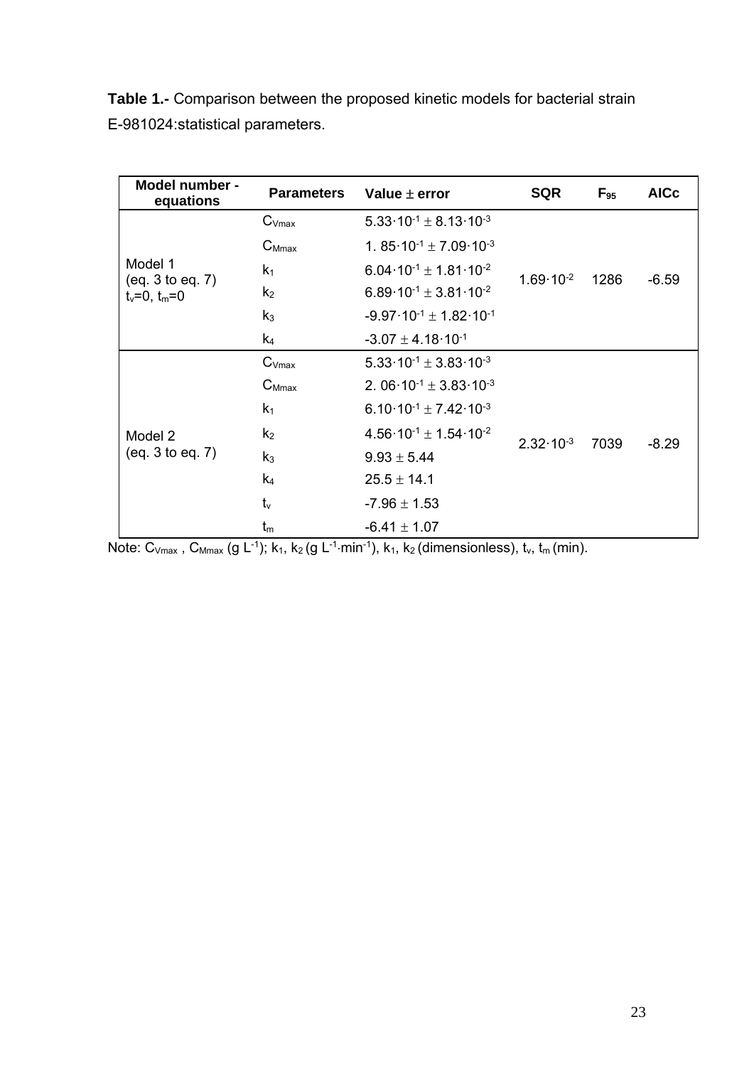**Table 1.-** Comparison between the proposed kinetic models for bacterial strain E-981024:statistical parameters.

| Model number - equations | Parameters | Value ± error | SQR | $F_{95}$ | AICc |
|---|---|---|---|---|---|
| Model 1 (eq. 3 to eq. 7) $t_v$=0, $t_m$=0 | $C_{Vmax}$ | $5.33 \cdot 10^{-1} \pm 8.13 \cdot 10^{-3}$ | $1.69 \cdot 10^{-2}$ | 1286 | -6.59 |
| | $C_{Mmax}$ | $1.85 \cdot 10^{-1} \pm 7.09 \cdot 10^{-3}$ | | | |
| | $k_1$ | $6.04 \cdot 10^{-1} \pm 1.81 \cdot 10^{-2}$ | | | |
| | $k_2$ | $6.89 \cdot 10^{-1} \pm 3.81 \cdot 10^{-2}$ | | | |
| | $k_3$ | $-9.97 \cdot 10^{-1} \pm 1.82 \cdot 10^{-1}$ | | | |
| | $k_4$ | $-3.07 \pm 4.18 \cdot 10^{-1}$ | | | |
| Model 2 (eq. 3 to eq. 7) | $C_{Vmax}$ | $5.33 \cdot 10^{-1} \pm 3.83 \cdot 10^{-3}$ | $2.32 \cdot 10^{-3}$ | 7039 | -8.29 |
| | $C_{Mmax}$ | $2.06 \cdot 10^{-1} \pm 3.83 \cdot 10^{-3}$ | | | |
| | $k_1$ | $6.10 \cdot 10^{-1} \pm 7.42 \cdot 10^{-3}$ | | | |
| | $k_2$ | $4.56 \cdot 10^{-1} \pm 1.54 \cdot 10^{-2}$ | | | |
| | $k_3$ | $9.93 \pm 5.44$ | | | |
| | $k_4$ | $25.5 \pm 14.1$ | | | |
| | $t_v$ | $-7.96 \pm 1.53$ | | | |
| | $t_m$ | $-6.41 \pm 1.07$ | | | |

Note: $C_{Vmax}$, $C_{Mmax}$ (g $L^{-1}$); $k_1$, $k_2$ (g $L^{-1} \cdot min^{-1}$), $k_1$, $k_2$ (dimensionless), $t_v$, $t_m$ (min).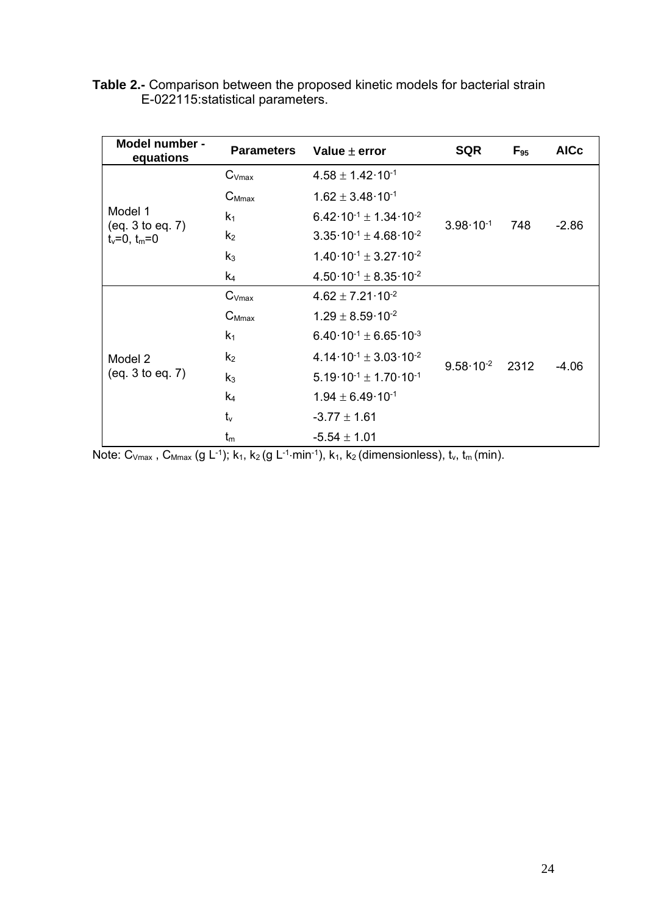**Table 2.-** Comparison between the proposed kinetic models for bacterial strain E-022115:statistical parameters.

| Model number - equations | Parameters | Value ± error | SQR | $F_{95}$ | AICc |
|---|---|---|---|---|---|
| Model 1 (eq. 3 to eq. 7) $t_v$=0, $t_m$=0 | $C_{Vmax}$ | $4.58 \pm 1.42 \cdot 10^{-1}$ | $3.98 \cdot 10^{-1}$ | 748 | -2.86 |
| | $C_{Mmax}$ | $1.62 \pm 3.48 \cdot 10^{-1}$ | | | |
| | $k_1$ | $6.42 \cdot 10^{-1} \pm 1.34 \cdot 10^{-2}$ | | | |
| | $k_2$ | $3.35 \cdot 10^{-1} \pm 4.68 \cdot 10^{-2}$ | | | |
| | $k_3$ | $1.40 \cdot 10^{-1} \pm 3.27 \cdot 10^{-2}$ | | | |
| | $k_4$ | $4.50 \cdot 10^{-1} \pm 8.35 \cdot 10^{-2}$ | | | |
| Model 2 (eq. 3 to eq. 7) | $C_{Vmax}$ | $4.62 \pm 7.21 \cdot 10^{-2}$ | $9.58 \cdot 10^{-2}$ | 2312 | -4.06 |
| | $C_{Mmax}$ | $1.29 \pm 8.59 \cdot 10^{-2}$ | | | |
| | $k_1$ | $6.40 \cdot 10^{-1} \pm 6.65 \cdot 10^{-3}$ | | | |
| | $k_2$ | $4.14 \cdot 10^{-1} \pm 3.03 \cdot 10^{-2}$ | | | |
| | $k_3$ | $5.19 \cdot 10^{-1} \pm 1.70 \cdot 10^{-1}$ | | | |
| | $k_4$ | $1.94 \pm 6.49 \cdot 10^{-1}$ | | | |
| | $t_v$ | $-3.77 \pm 1.61$ | | | |
| | $t_m$ | $-5.54 \pm 1.01$ | | | |

Note: $C_{Vmax}$ , $C_{Mmax}$ (g $L^{-1}$); $k_1$, $k_2$ (g $L^{-1} \cdot min^{-1}$), $k_1$, $k_2$ (dimensionless), $t_v$, $t_m$ (min).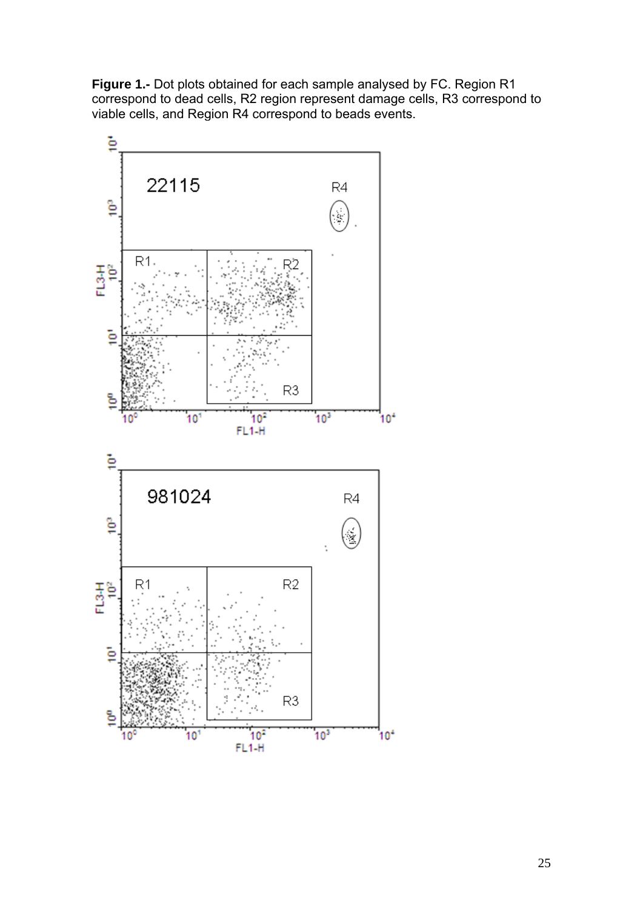**Figure 1.-** Dot plots obtained for each sample analysed by FC. Region R1 correspond to dead cells, R2 region represent damage cells, R3 correspond to viable cells, and Region R4 correspond to beads events.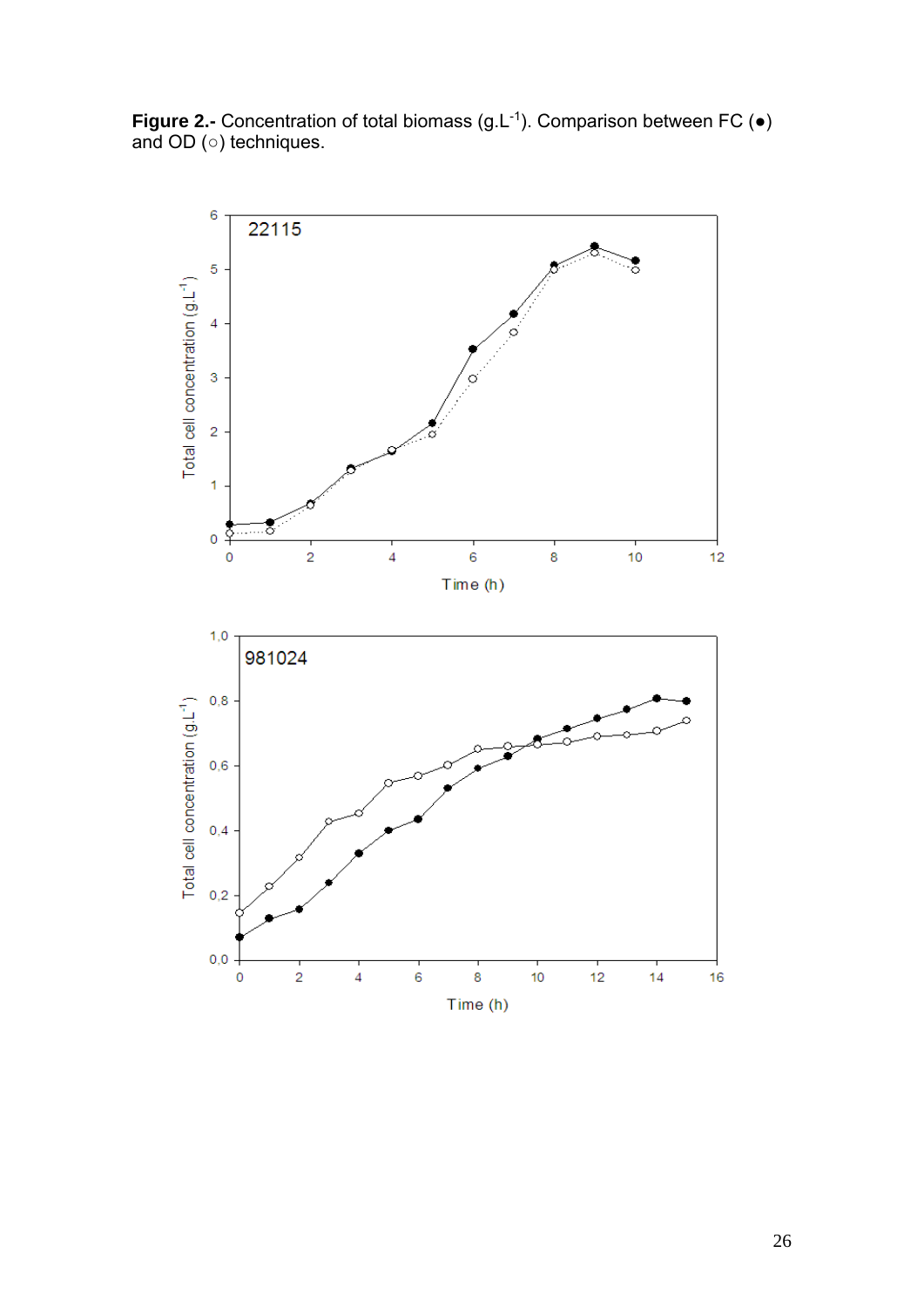**Figure 2.-** Concentration of total biomass (g.L$^{-1}$). Comparison between FC (●) and OD (○) techniques.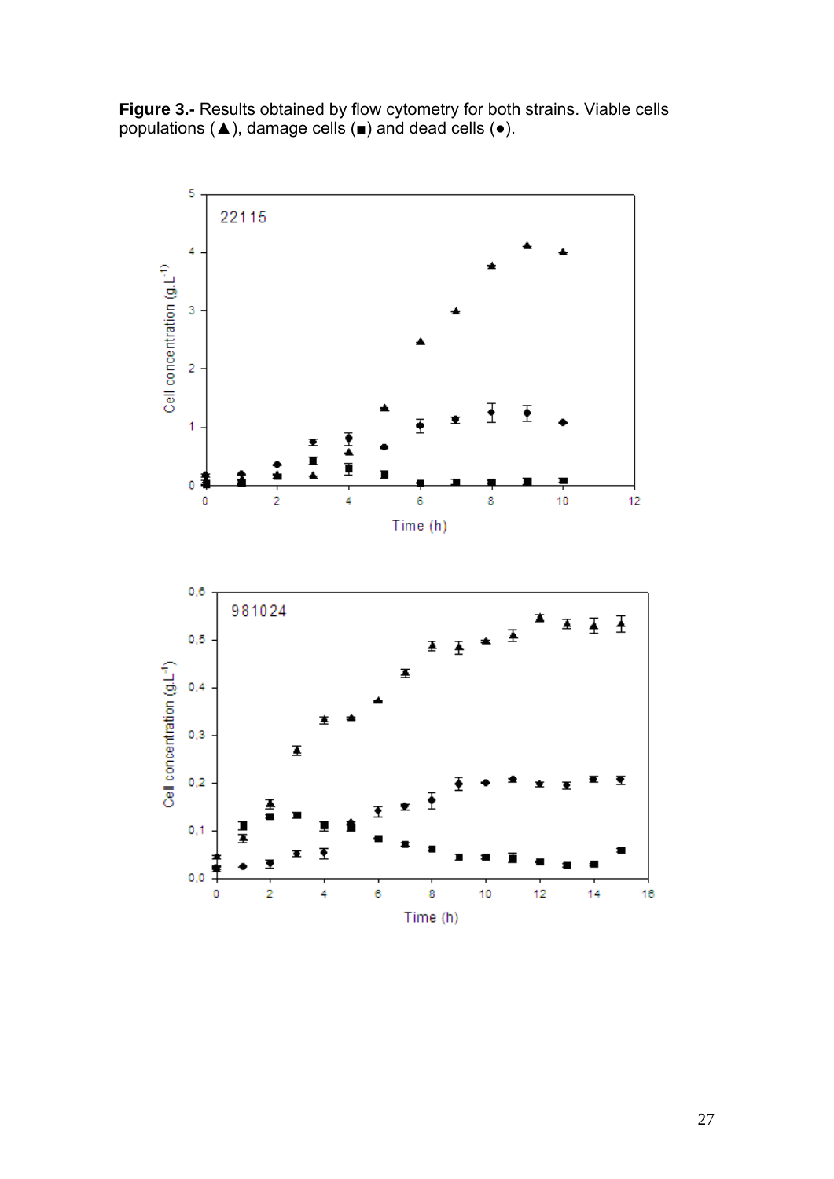**Figure 3.-** Results obtained by flow cytometry for both strains. Viable cells populations (▲), damage cells (■) and dead cells (●).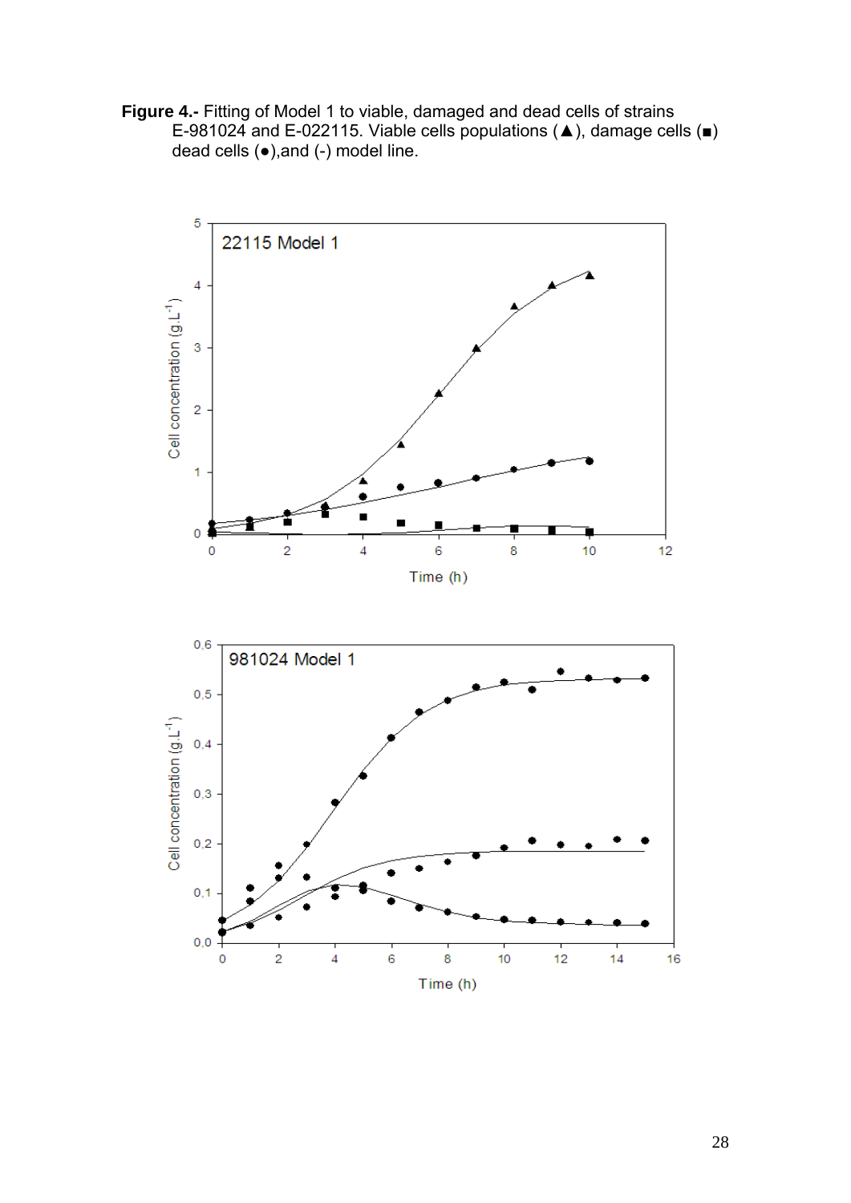**Figure 4.-** Fitting of Model 1 to viable, damaged and dead cells of strains E-981024 and E-022115. Viable cells populations (▲), damage cells (■) dead cells (●),and (-) model line.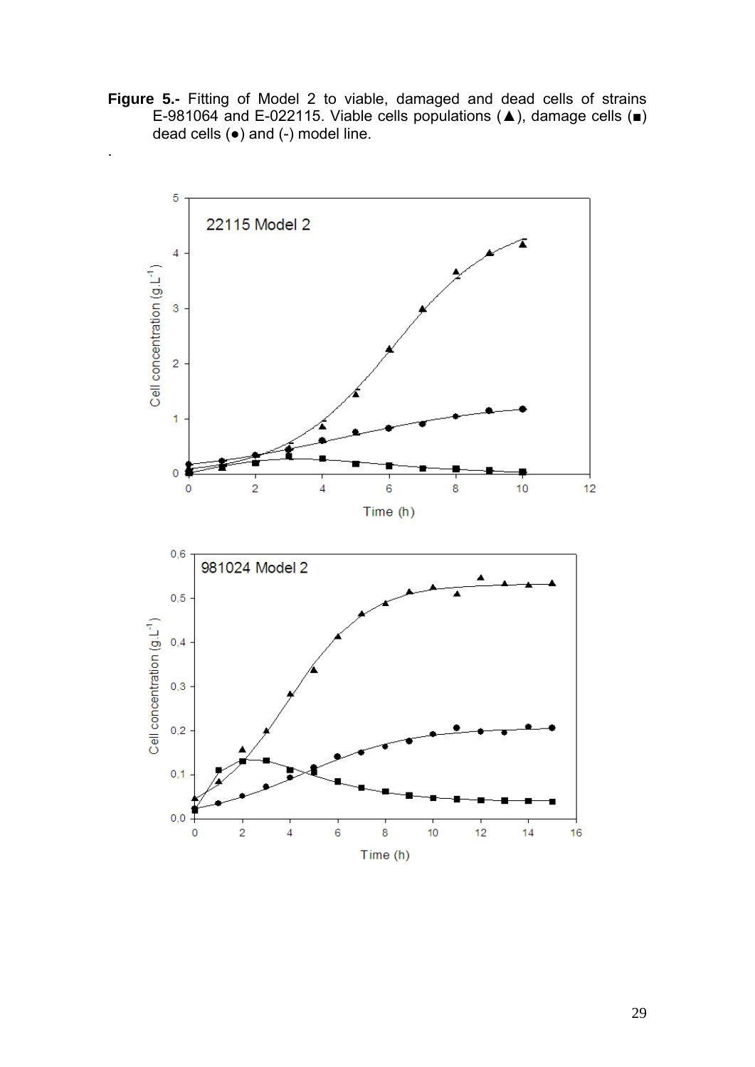**Figure 5.-** Fitting of Model 2 to viable, damaged and dead cells of strains E-981064 and E-022115. Viable cells populations (▲), damage cells (■) dead cells (●) and (-) model line.

.

22115 Model 2

Cell concentration (g.L$^{-1}$)

0
1
2
3
4
5

0
2
4
6
8
10
12

Time (h)

981024 Model 2

Cell concentration (g.L$^{-1}$)

0,0
0,1
0,2
0,3
0,4
0,5
0,6

0
2
4
6
8
10
12
14
16

Time (h)